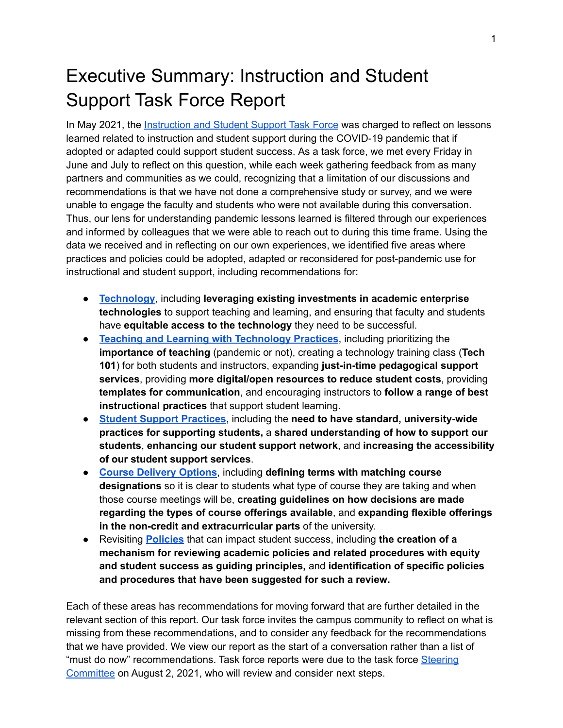# Executive Summary: Instruction and Student Support Task Force Report

In May 2021, the Instruction and Student Support Task Force was charged to reflect on lessons learned related to instruction and student support during the COVID-19 pandemic that if adopted or adapted could support student success. As a task force, we met every Friday in June and July to reflect on this question, while each week gathering feedback from as many partners and communities as we could, recognizing that a limitation of our discussions and recommendations is that we have not done a comprehensive study or survey, and we were unable to engage the faculty and students who were not available during this conversation. Thus, our lens for understanding pandemic lessons learned is filtered through our experiences and informed by colleagues that we were able to reach out to during this time frame. Using the data we received and in reflecting on our own experiences, we identified five areas where practices and policies could be adopted, adapted or reconsidered for post-pandemic use for instructional and student support, including recommendations for:

- **Technology**, including **leveraging existing investments in academic enterprise technologies** to support teaching and learning, and ensuring that faculty and students have **equitable access to the technology** they need to be successful.
- **Teaching and Learning with Technology Practices**, including prioritizing the **importance of teaching** (pandemic or not), creating a technology training class (**Tech 101**) for both students and instructors, expanding **just-in-time pedagogical support services**, providing **more digital/open resources to reduce student costs**, providing **templates for communication**, and encouraging instructors to **follow a range of best instructional practices** that support student learning.
- **Student Support Practices**, including the **need to have standard, university-wide practices for supporting students,** a **shared understanding of how to support our students**, **enhancing our student support network**, and **increasing the accessibility of our student support services**.
- **Course Delivery Options**, including **defining terms with matching course designations** so it is clear to students what type of course they are taking and when those course meetings will be, **creating guidelines on how decisions are made regarding the types of course offerings available**, and **expanding flexible offerings in the non-credit and extracurricular parts** of the university.
- Revisiting **Policies** that can impact student success, including **the creation of a mechanism for reviewing academic policies and related procedures with equity and student success as guiding principles,** and **identification of specific policies and procedures that have been suggested for such a review.**

Each of these areas has recommendations for moving forward that are further detailed in the relevant section of this report. Our task force invites the campus community to reflect on what is missing from these recommendations, and to consider any feedback for the recommendations that we have provided. We view our report as the start of a conversation rather than a list of "must do now" recommendations. Task force reports were due to the task force Steering Committee on August 2, 2021, who will review and consider next steps.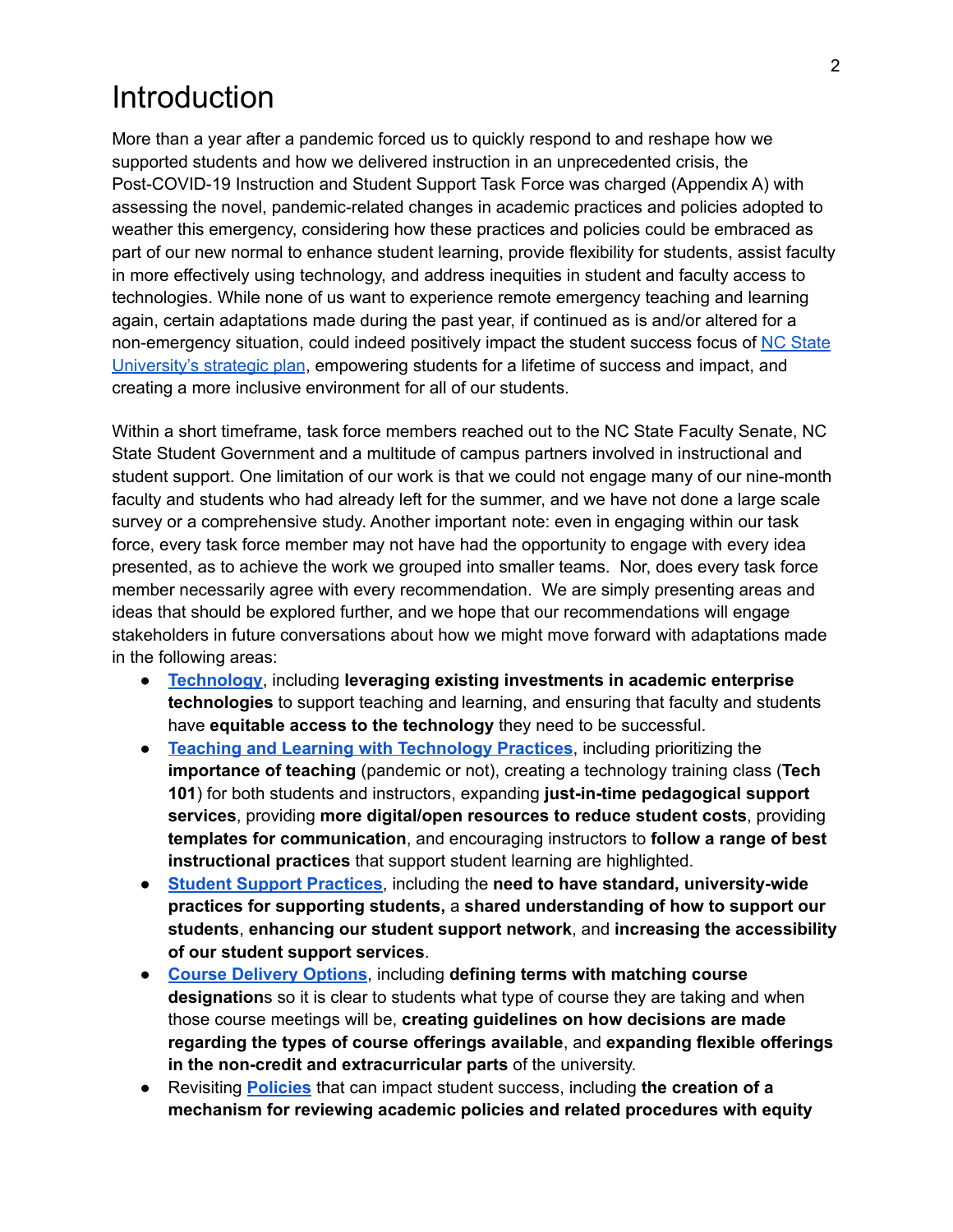# Introduction

More than a year after a pandemic forced us to quickly respond to and reshape how we supported students and how we delivered instruction in an unprecedented crisis, the Post-COVID-19 Instruction and Student Support Task Force was charged (Appendix A) with assessing the novel, pandemic-related changes in academic practices and policies adopted to weather this emergency, considering how these practices and policies could be embraced as part of our new normal to enhance student learning, provide flexibility for students, assist faculty in more effectively using technology, and address inequities in student and faculty access to technologies. While none of us want to experience remote emergency teaching and learning again, certain adaptations made during the past year, if continued as is and/or altered for a non-emergency situation, could indeed positively impact the student success focus of NC State University's strategic plan, empowering students for a lifetime of success and impact, and creating a more inclusive environment for all of our students.

Within a short timeframe, task force members reached out to the NC State Faculty Senate, NC State Student Government and a multitude of campus partners involved in instructional and student support. One limitation of our work is that we could not engage many of our nine-month faculty and students who had already left for the summer, and we have not done a large scale survey or a comprehensive study. Another important note: even in engaging within our task force, every task force member may not have had the opportunity to engage with every idea presented, as to achieve the work we grouped into smaller teams. Nor, does every task force member necessarily agree with every recommendation. We are simply presenting areas and ideas that should be explored further, and we hope that our recommendations will engage stakeholders in future conversations about how we might move forward with adaptations made in the following areas:

- **Technology**, including **leveraging existing investments in academic enterprise technologies** to support teaching and learning, and ensuring that faculty and students have **equitable access to the technology** they need to be successful.
- **Teaching and Learning with Technology Practices**, including prioritizing the **importance of teaching** (pandemic or not), creating a technology training class (**Tech 101**) for both students and instructors, expanding **just-in-time pedagogical support services**, providing **more digital/open resources to reduce student costs**, providing **templates for communication**, and encouraging instructors to **follow a range of best instructional practices** that support student learning are highlighted.
- **Student Support Practices**, including the **need to have standard, university-wide practices for supporting students,** a **shared understanding of how to support our students**, **enhancing our student support network**, and **increasing the accessibility of our student support services**.
- **Course Delivery Options**, including **defining terms with matching course designation**s so it is clear to students what type of course they are taking and when those course meetings will be, **creating guidelines on how decisions are made regarding the types of course offerings available**, and **expanding flexible offerings in the non-credit and extracurricular parts** of the university.
- Revisiting **Policies** that can impact student success, including **the creation of a mechanism for reviewing academic policies and related procedures with equity**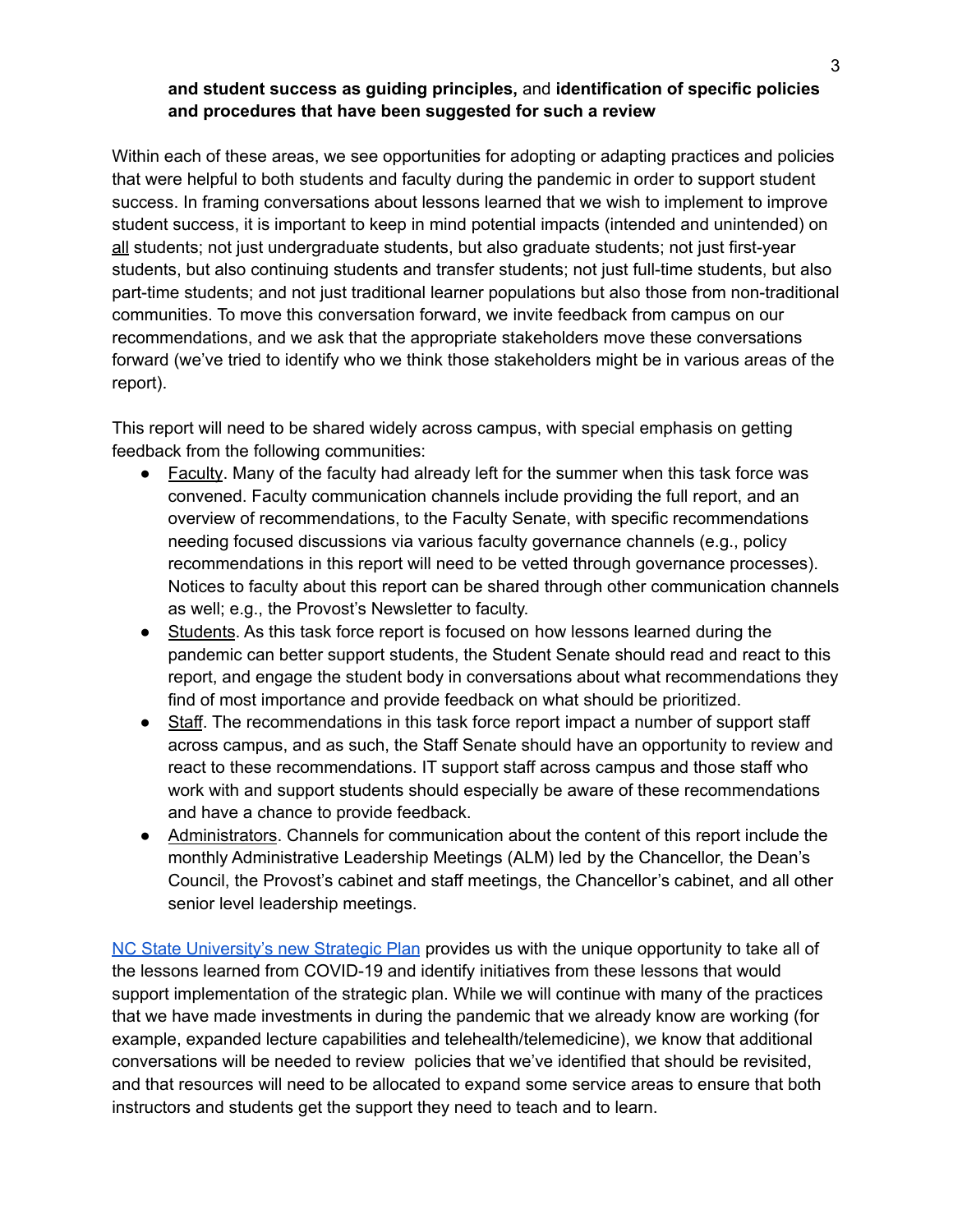**and student success as guiding principles,** and **identification of specific policies and procedures that have been suggested for such a review**

Within each of these areas, we see opportunities for adopting or adapting practices and policies that were helpful to both students and faculty during the pandemic in order to support student success. In framing conversations about lessons learned that we wish to implement to improve student success, it is important to keep in mind potential impacts (intended and unintended) on all students; not just undergraduate students, but also graduate students; not just first-year students, but also continuing students and transfer students; not just full-time students, but also part-time students; and not just traditional learner populations but also those from non-traditional communities. To move this conversation forward, we invite feedback from campus on our recommendations, and we ask that the appropriate stakeholders move these conversations forward (we've tried to identify who we think those stakeholders might be in various areas of the report).

This report will need to be shared widely across campus, with special emphasis on getting feedback from the following communities:

- Faculty. Many of the faculty had already left for the summer when this task force was convened. Faculty communication channels include providing the full report, and an overview of recommendations, to the Faculty Senate, with specific recommendations needing focused discussions via various faculty governance channels (e.g., policy recommendations in this report will need to be vetted through governance processes). Notices to faculty about this report can be shared through other communication channels as well; e.g., the Provost's Newsletter to faculty.
- Students. As this task force report is focused on how lessons learned during the pandemic can better support students, the Student Senate should read and react to this report, and engage the student body in conversations about what recommendations they find of most importance and provide feedback on what should be prioritized.
- Staff. The recommendations in this task force report impact a number of support staff across campus, and as such, the Staff Senate should have an opportunity to review and react to these recommendations. IT support staff across campus and those staff who work with and support students should especially be aware of these recommendations and have a chance to provide feedback.
- Administrators. Channels for communication about the content of this report include the monthly Administrative Leadership Meetings (ALM) led by the Chancellor, the Dean's Council, the Provost's cabinet and staff meetings, the Chancellor's cabinet, and all other senior level leadership meetings.

NC State University's new Strategic Plan provides us with the unique opportunity to take all of the lessons learned from COVID-19 and identify initiatives from these lessons that would support implementation of the strategic plan. While we will continue with many of the practices that we have made investments in during the pandemic that we already know are working (for example, expanded lecture capabilities and telehealth/telemedicine), we know that additional conversations will be needed to review policies that we've identified that should be revisited, and that resources will need to be allocated to expand some service areas to ensure that both instructors and students get the support they need to teach and to learn.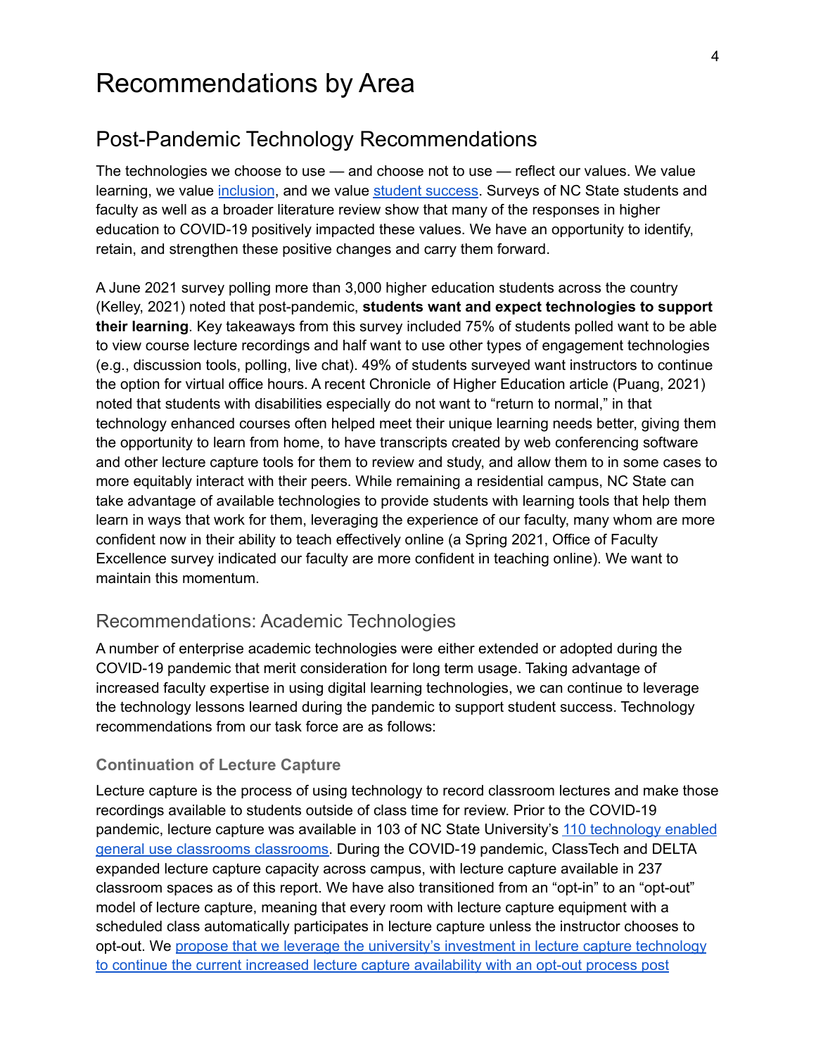# Recommendations by Area

## Post-Pandemic Technology Recommendations

The technologies we choose to use — and choose not to use — reflect our values. We value learning, we value inclusion, and we value student success. Surveys of NC State students and faculty as well as a broader literature review show that many of the responses in higher education to COVID-19 positively impacted these values. We have an opportunity to identify, retain, and strengthen these positive changes and carry them forward.

A June 2021 survey polling more than 3,000 higher education students across the country (Kelley, 2021) noted that post-pandemic, **students want and expect technologies to support their learning**. Key takeaways from this survey included 75% of students polled want to be able to view course lecture recordings and half want to use other types of engagement technologies (e.g., discussion tools, polling, live chat). 49% of students surveyed want instructors to continue the option for virtual office hours. A recent Chronicle of Higher Education article (Puang, 2021) noted that students with disabilities especially do not want to "return to normal," in that technology enhanced courses often helped meet their unique learning needs better, giving them the opportunity to learn from home, to have transcripts created by web conferencing software and other lecture capture tools for them to review and study, and allow them to in some cases to more equitably interact with their peers. While remaining a residential campus, NC State can take advantage of available technologies to provide students with learning tools that help them learn in ways that work for them, leveraging the experience of our faculty, many whom are more confident now in their ability to teach effectively online (a Spring 2021, Office of Faculty Excellence survey indicated our faculty are more confident in teaching online). We want to maintain this momentum.

### Recommendations: Academic Technologies

A number of enterprise academic technologies were either extended or adopted during the COVID-19 pandemic that merit consideration for long term usage. Taking advantage of increased faculty expertise in using digital learning technologies, we can continue to leverage the technology lessons learned during the pandemic to support student success. Technology recommendations from our task force are as follows:

#### Continuation of Lecture Capture

Lecture capture is the process of using technology to record classroom lectures and make those recordings available to students outside of class time for review. Prior to the COVID-19 pandemic, lecture capture was available in 103 of NC State University's 110 technology enabled general use classrooms classrooms. During the COVID-19 pandemic, ClassTech and DELTA expanded lecture capture capacity across campus, with lecture capture available in 237 classroom spaces as of this report. We have also transitioned from an "opt-in" to an "opt-out" model of lecture capture, meaning that every room with lecture capture equipment with a scheduled class automatically participates in lecture capture unless the instructor chooses to opt-out. We propose that we leverage the university's investment in lecture capture technology to continue the current increased lecture capture availability with an opt-out process post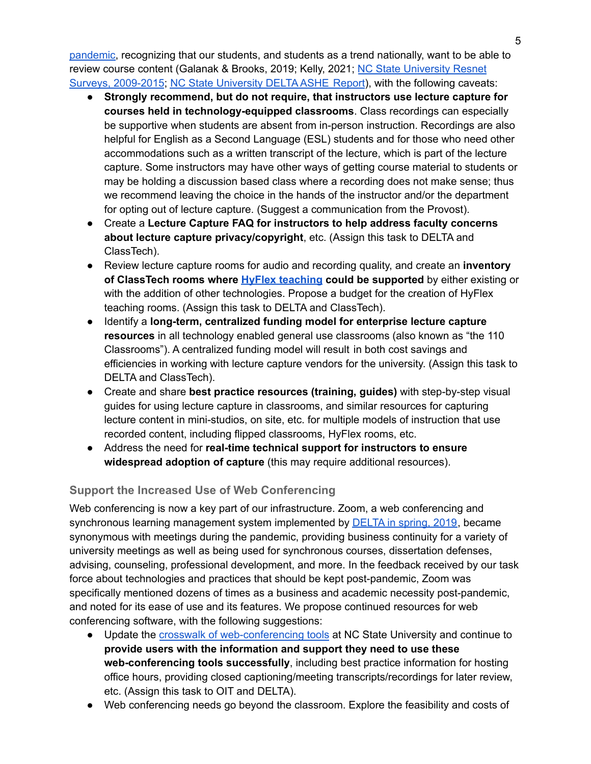pandemic, recognizing that our students, and students as a trend nationally, want to be able to review course content (Galanak & Brooks, 2019; Kelly, 2021; NC State University Resnet Surveys, 2009-2015; NC State University DELTA ASHE Report), with the following caveats:

- **Strongly recommend, but do not require, that instructors use lecture capture for courses held in technology-equipped classrooms**. Class recordings can especially be supportive when students are absent from in-person instruction. Recordings are also helpful for English as a Second Language (ESL) students and for those who need other accommodations such as a written transcript of the lecture, which is part of the lecture capture. Some instructors may have other ways of getting course material to students or may be holding a discussion based class where a recording does not make sense; thus we recommend leaving the choice in the hands of the instructor and/or the department for opting out of lecture capture. (Suggest a communication from the Provost).
- Create a **Lecture Capture FAQ for instructors to help address faculty concerns about lecture capture privacy/copyright**, etc. (Assign this task to DELTA and ClassTech).
- Review lecture capture rooms for audio and recording quality, and create an **inventory of ClassTech rooms where HyFlex teaching could be supported** by either existing or with the addition of other technologies. Propose a budget for the creation of HyFlex teaching rooms. (Assign this task to DELTA and ClassTech).
- Identify a **long-term, centralized funding model for enterprise lecture capture resources** in all technology enabled general use classrooms (also known as "the 110 Classrooms"). A centralized funding model will result in both cost savings and efficiencies in working with lecture capture vendors for the university. (Assign this task to DELTA and ClassTech).
- Create and share **best practice resources (training, guides)** with step-by-step visual guides for using lecture capture in classrooms, and similar resources for capturing lecture content in mini-studios, on site, etc. for multiple models of instruction that use recorded content, including flipped classrooms, HyFlex rooms, etc.
- Address the need for **real-time technical support for instructors to ensure widespread adoption of capture** (this may require additional resources).

### Support the Increased Use of Web Conferencing

Web conferencing is now a key part of our infrastructure. Zoom, a web conferencing and synchronous learning management system implemented by DELTA in spring, 2019, became synonymous with meetings during the pandemic, providing business continuity for a variety of university meetings as well as being used for synchronous courses, dissertation defenses, advising, counseling, professional development, and more. In the feedback received by our task force about technologies and practices that should be kept post-pandemic, Zoom was specifically mentioned dozens of times as a business and academic necessity post-pandemic, and noted for its ease of use and its features. We propose continued resources for web conferencing software, with the following suggestions:

- Update the crosswalk of web-conferencing tools at NC State University and continue to **provide users with the information and support they need to use these web-conferencing tools successfully**, including best practice information for hosting office hours, providing closed captioning/meeting transcripts/recordings for later review, etc. (Assign this task to OIT and DELTA).
- Web conferencing needs go beyond the classroom. Explore the feasibility and costs of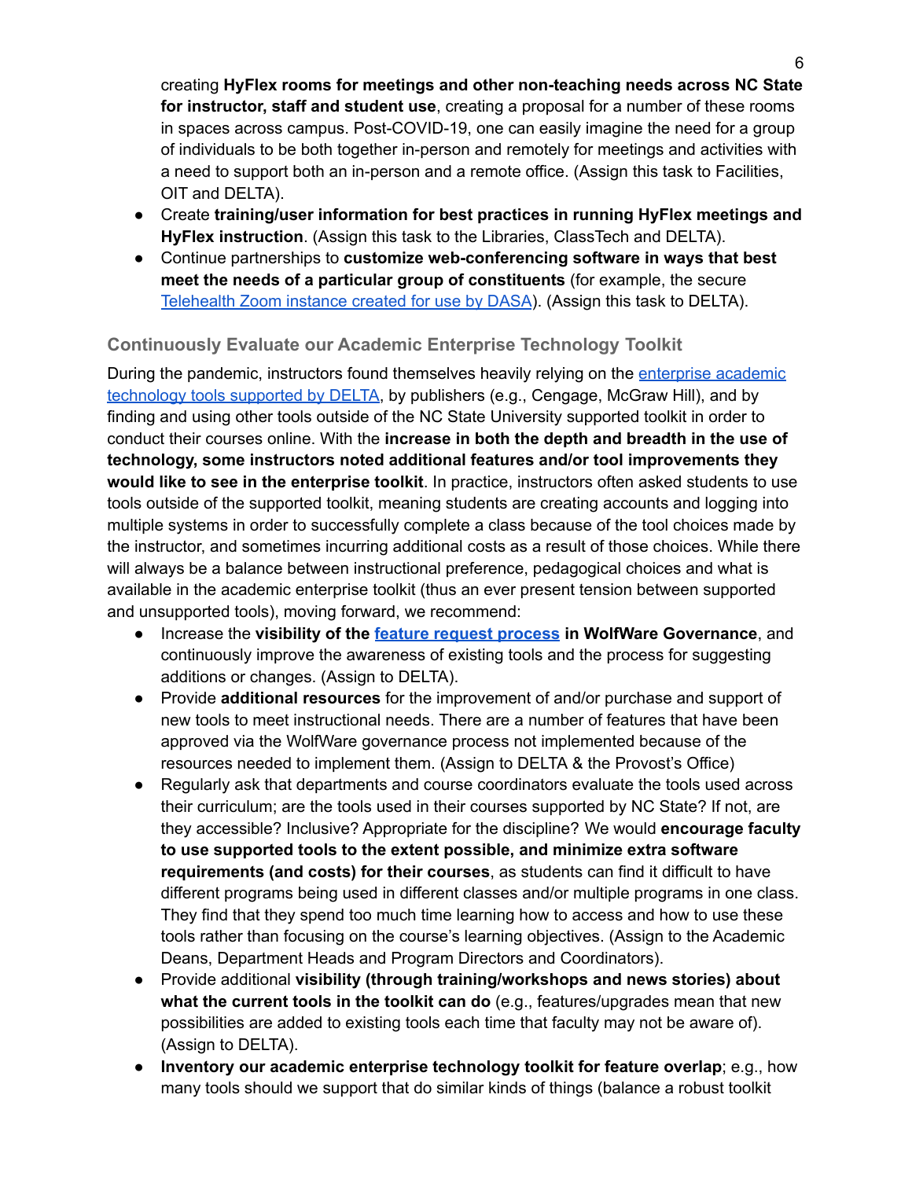creating **HyFlex rooms for meetings and other non-teaching needs across NC State for instructor, staff and student use**, creating a proposal for a number of these rooms in spaces across campus. Post-COVID-19, one can easily imagine the need for a group of individuals to be both together in-person and remotely for meetings and activities with a need to support both an in-person and a remote office. (Assign this task to Facilities, OIT and DELTA).

- Create **training/user information for best practices in running HyFlex meetings and HyFlex instruction**. (Assign this task to the Libraries, ClassTech and DELTA).
- Continue partnerships to **customize web-conferencing software in ways that best meet the needs of a particular group of constituents** (for example, the secure Telehealth Zoom instance created for use by DASA). (Assign this task to DELTA).

### Continuously Evaluate our Academic Enterprise Technology Toolkit

During the pandemic, instructors found themselves heavily relying on the enterprise academic technology tools supported by DELTA, by publishers (e.g., Cengage, McGraw Hill), and by finding and using other tools outside of the NC State University supported toolkit in order to conduct their courses online. With the **increase in both the depth and breadth in the use of technology, some instructors noted additional features and/or tool improvements they would like to see in the enterprise toolkit**. In practice, instructors often asked students to use tools outside of the supported toolkit, meaning students are creating accounts and logging into multiple systems in order to successfully complete a class because of the tool choices made by the instructor, and sometimes incurring additional costs as a result of those choices. While there will always be a balance between instructional preference, pedagogical choices and what is available in the academic enterprise toolkit (thus an ever present tension between supported and unsupported tools), moving forward, we recommend:

- Increase the **visibility of the feature request process in WolfWare Governance**, and continuously improve the awareness of existing tools and the process for suggesting additions or changes. (Assign to DELTA).
- Provide **additional resources** for the improvement of and/or purchase and support of new tools to meet instructional needs. There are a number of features that have been approved via the WolfWare governance process not implemented because of the resources needed to implement them. (Assign to DELTA & the Provost's Office)
- Regularly ask that departments and course coordinators evaluate the tools used across their curriculum; are the tools used in their courses supported by NC State? If not, are they accessible? Inclusive? Appropriate for the discipline? We would **encourage faculty to use supported tools to the extent possible, and minimize extra software requirements (and costs) for their courses**, as students can find it difficult to have different programs being used in different classes and/or multiple programs in one class. They find that they spend too much time learning how to access and how to use these tools rather than focusing on the course's learning objectives. (Assign to the Academic Deans, Department Heads and Program Directors and Coordinators).
- Provide additional **visibility (through training/workshops and news stories) about what the current tools in the toolkit can do** (e.g., features/upgrades mean that new possibilities are added to existing tools each time that faculty may not be aware of). (Assign to DELTA).
- **Inventory our academic enterprise technology toolkit for feature overlap**; e.g., how many tools should we support that do similar kinds of things (balance a robust toolkit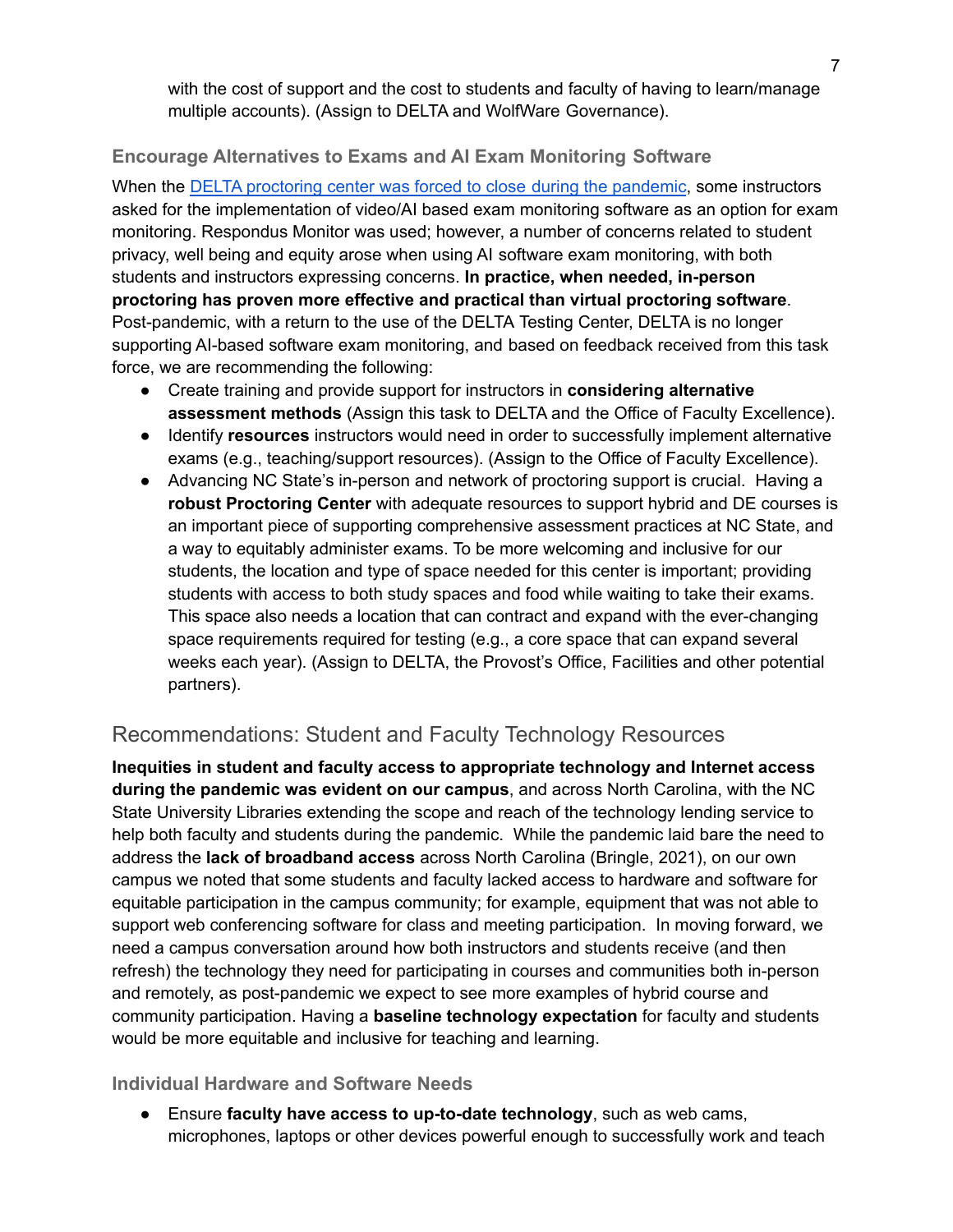with the cost of support and the cost to students and faculty of having to learn/manage multiple accounts). (Assign to DELTA and WolfWare Governance).

### Encourage Alternatives to Exams and AI Exam Monitoring Software

When the [DELTA proctoring center was forced to close during the pandemic](), some instructors asked for the implementation of video/AI based exam monitoring software as an option for exam monitoring. Respondus Monitor was used; however, a number of concerns related to student privacy, well being and equity arose when using AI software exam monitoring, with both students and instructors expressing concerns. **In practice, when needed, in-person proctoring has proven more effective and practical than virtual proctoring software**. Post-pandemic, with a return to the use of the DELTA Testing Center, DELTA is no longer supporting AI-based software exam monitoring, and based on feedback received from this task force, we are recommending the following:

- Create training and provide support for instructors in **considering alternative assessment methods** (Assign this task to DELTA and the Office of Faculty Excellence).
- Identify **resources** instructors would need in order to successfully implement alternative exams (e.g., teaching/support resources). (Assign to the Office of Faculty Excellence).
- Advancing NC State's in-person and network of proctoring support is crucial. Having a **robust Proctoring Center** with adequate resources to support hybrid and DE courses is an important piece of supporting comprehensive assessment practices at NC State, and a way to equitably administer exams. To be more welcoming and inclusive for our students, the location and type of space needed for this center is important; providing students with access to both study spaces and food while waiting to take their exams. This space also needs a location that can contract and expand with the ever-changing space requirements required for testing (e.g., a core space that can expand several weeks each year). (Assign to DELTA, the Provost's Office, Facilities and other potential partners).

## Recommendations: Student and Faculty Technology Resources

**Inequities in student and faculty access to appropriate technology and Internet access during the pandemic was evident on our campus**, and across North Carolina, with the NC State University Libraries extending the scope and reach of the technology lending service to help both faculty and students during the pandemic. While the pandemic laid bare the need to address the **lack of broadband access** across North Carolina (Bringle, 2021), on our own campus we noted that some students and faculty lacked access to hardware and software for equitable participation in the campus community; for example, equipment that was not able to support web conferencing software for class and meeting participation. In moving forward, we need a campus conversation around how both instructors and students receive (and then refresh) the technology they need for participating in courses and communities both in-person and remotely, as post-pandemic we expect to see more examples of hybrid course and community participation. Having a **baseline technology expectation** for faculty and students would be more equitable and inclusive for teaching and learning.

### Individual Hardware and Software Needs

- Ensure **faculty have access to up-to-date technology**, such as web cams, microphones, laptops or other devices powerful enough to successfully work and teach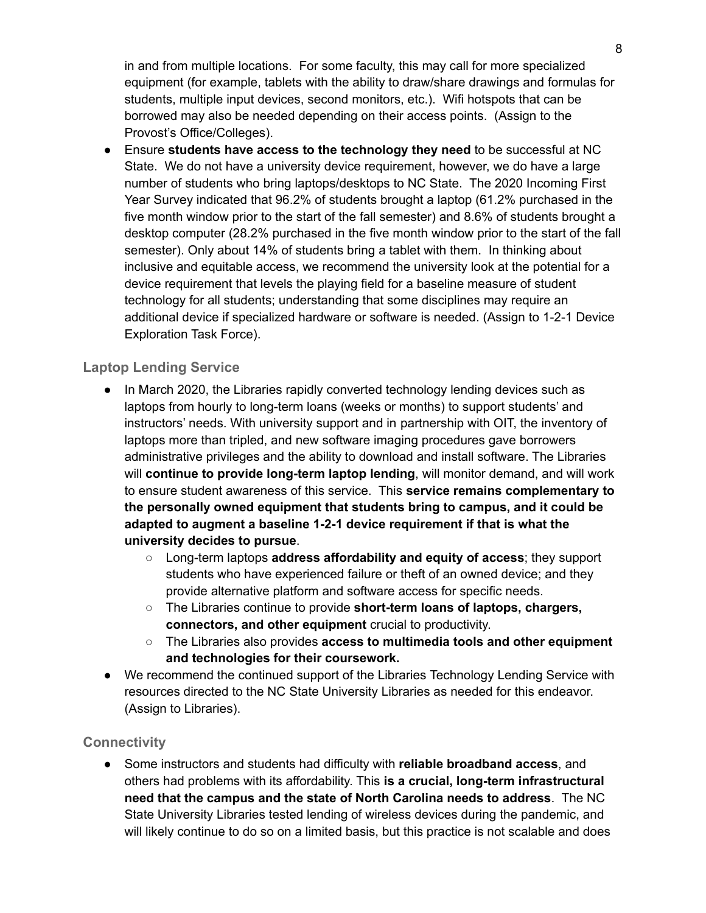in and from multiple locations. For some faculty, this may call for more specialized equipment (for example, tablets with the ability to draw/share drawings and formulas for students, multiple input devices, second monitors, etc.). Wifi hotspots that can be borrowed may also be needed depending on their access points. (Assign to the Provost's Office/Colleges).

- Ensure **students have access to the technology they need** to be successful at NC State. We do not have a university device requirement, however, we do have a large number of students who bring laptops/desktops to NC State. The 2020 Incoming First Year Survey indicated that 96.2% of students brought a laptop (61.2% purchased in the five month window prior to the start of the fall semester) and 8.6% of students brought a desktop computer (28.2% purchased in the five month window prior to the start of the fall semester). Only about 14% of students bring a tablet with them. In thinking about inclusive and equitable access, we recommend the university look at the potential for a device requirement that levels the playing field for a baseline measure of student technology for all students; understanding that some disciplines may require an additional device if specialized hardware or software is needed. (Assign to 1-2-1 Device Exploration Task Force).

### Laptop Lending Service

- In March 2020, the Libraries rapidly converted technology lending devices such as laptops from hourly to long-term loans (weeks or months) to support students' and instructors' needs. With university support and in partnership with OIT, the inventory of laptops more than tripled, and new software imaging procedures gave borrowers administrative privileges and the ability to download and install software. The Libraries will **continue to provide long-term laptop lending**, will monitor demand, and will work to ensure student awareness of this service. This **service remains complementary to the personally owned equipment that students bring to campus, and it could be adapted to augment a baseline 1-2-1 device requirement if that is what the university decides to pursue**.
  - Long-term laptops **address affordability and equity of access**; they support students who have experienced failure or theft of an owned device; and they provide alternative platform and software access for specific needs.
  - The Libraries continue to provide **short-term loans of laptops, chargers, connectors, and other equipment** crucial to productivity.
  - The Libraries also provides **access to multimedia tools and other equipment and technologies for their coursework.**
- We recommend the continued support of the Libraries Technology Lending Service with resources directed to the NC State University Libraries as needed for this endeavor. (Assign to Libraries).

### Connectivity

- Some instructors and students had difficulty with **reliable broadband access**, and others had problems with its affordability. This **is a crucial, long-term infrastructural need that the campus and the state of North Carolina needs to address**. The NC State University Libraries tested lending of wireless devices during the pandemic, and will likely continue to do so on a limited basis, but this practice is not scalable and does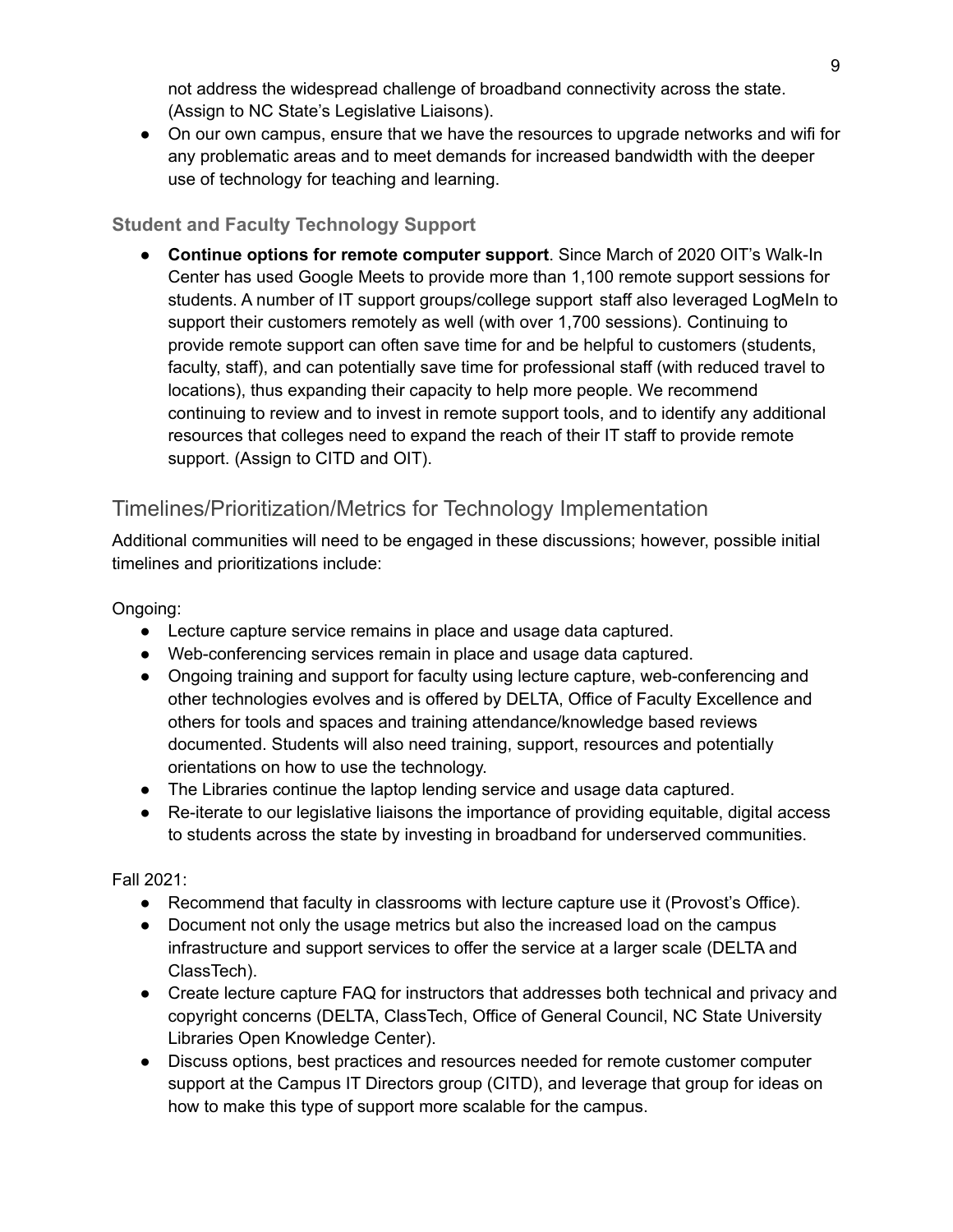not address the widespread challenge of broadband connectivity across the state. (Assign to NC State's Legislative Liaisons).

- On our own campus, ensure that we have the resources to upgrade networks and wifi for any problematic areas and to meet demands for increased bandwidth with the deeper use of technology for teaching and learning.

### Student and Faculty Technology Support

- **Continue options for remote computer support**. Since March of 2020 OIT's Walk-In Center has used Google Meets to provide more than 1,100 remote support sessions for students. A number of IT support groups/college support staff also leveraged LogMeIn to support their customers remotely as well (with over 1,700 sessions). Continuing to provide remote support can often save time for and be helpful to customers (students, faculty, staff), and can potentially save time for professional staff (with reduced travel to locations), thus expanding their capacity to help more people. We recommend continuing to review and to invest in remote support tools, and to identify any additional resources that colleges need to expand the reach of their IT staff to provide remote support. (Assign to CITD and OIT).

## Timelines/Prioritization/Metrics for Technology Implementation

Additional communities will need to be engaged in these discussions; however, possible initial timelines and prioritizations include:

Ongoing:

- Lecture capture service remains in place and usage data captured.
- Web-conferencing services remain in place and usage data captured.
- Ongoing training and support for faculty using lecture capture, web-conferencing and other technologies evolves and is offered by DELTA, Office of Faculty Excellence and others for tools and spaces and training attendance/knowledge based reviews documented. Students will also need training, support, resources and potentially orientations on how to use the technology.
- The Libraries continue the laptop lending service and usage data captured.
- Re-iterate to our legislative liaisons the importance of providing equitable, digital access to students across the state by investing in broadband for underserved communities.

Fall 2021:

- Recommend that faculty in classrooms with lecture capture use it (Provost's Office).
- Document not only the usage metrics but also the increased load on the campus infrastructure and support services to offer the service at a larger scale (DELTA and ClassTech).
- Create lecture capture FAQ for instructors that addresses both technical and privacy and copyright concerns (DELTA, ClassTech, Office of General Council, NC State University Libraries Open Knowledge Center).
- Discuss options, best practices and resources needed for remote customer computer support at the Campus IT Directors group (CITD), and leverage that group for ideas on how to make this type of support more scalable for the campus.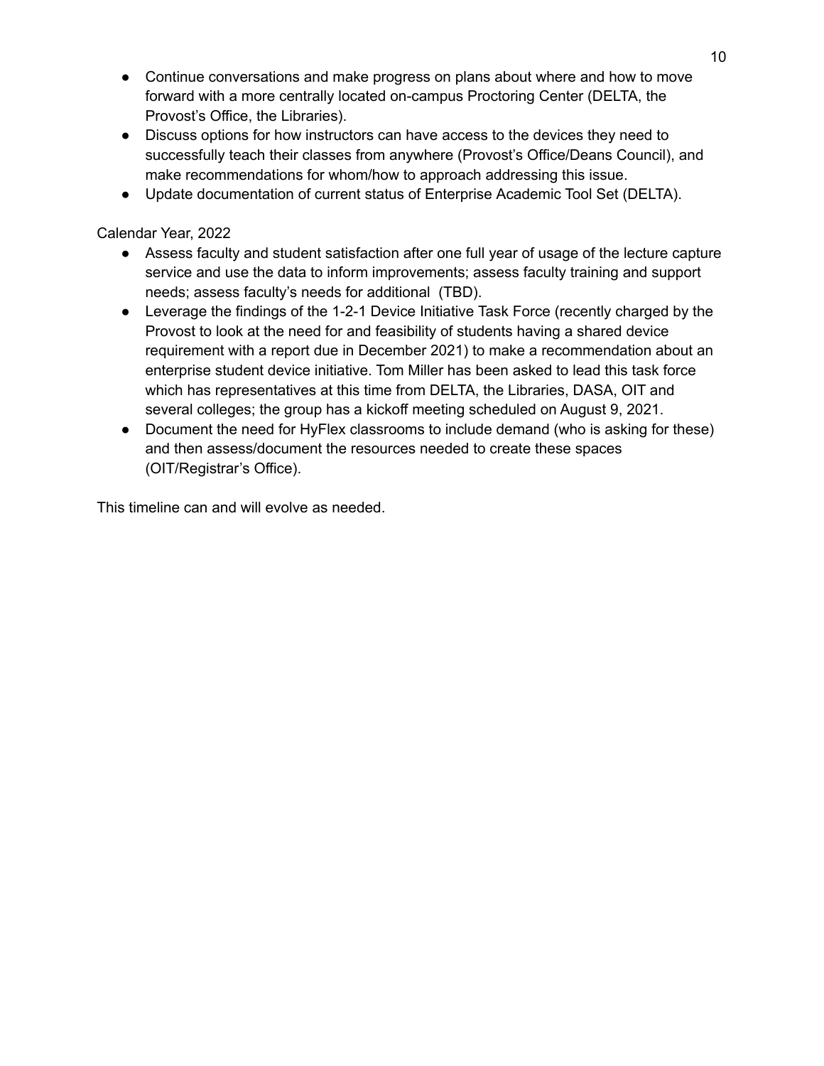- Continue conversations and make progress on plans about where and how to move forward with a more centrally located on-campus Proctoring Center (DELTA, the Provost's Office, the Libraries).
- Discuss options for how instructors can have access to the devices they need to successfully teach their classes from anywhere (Provost's Office/Deans Council), and make recommendations for whom/how to approach addressing this issue.
- Update documentation of current status of Enterprise Academic Tool Set (DELTA).

Calendar Year, 2022

- Assess faculty and student satisfaction after one full year of usage of the lecture capture service and use the data to inform improvements; assess faculty training and support needs; assess faculty's needs for additional (TBD).
- Leverage the findings of the 1-2-1 Device Initiative Task Force (recently charged by the Provost to look at the need for and feasibility of students having a shared device requirement with a report due in December 2021) to make a recommendation about an enterprise student device initiative. Tom Miller has been asked to lead this task force which has representatives at this time from DELTA, the Libraries, DASA, OIT and several colleges; the group has a kickoff meeting scheduled on August 9, 2021.
- Document the need for HyFlex classrooms to include demand (who is asking for these) and then assess/document the resources needed to create these spaces (OIT/Registrar's Office).

This timeline can and will evolve as needed.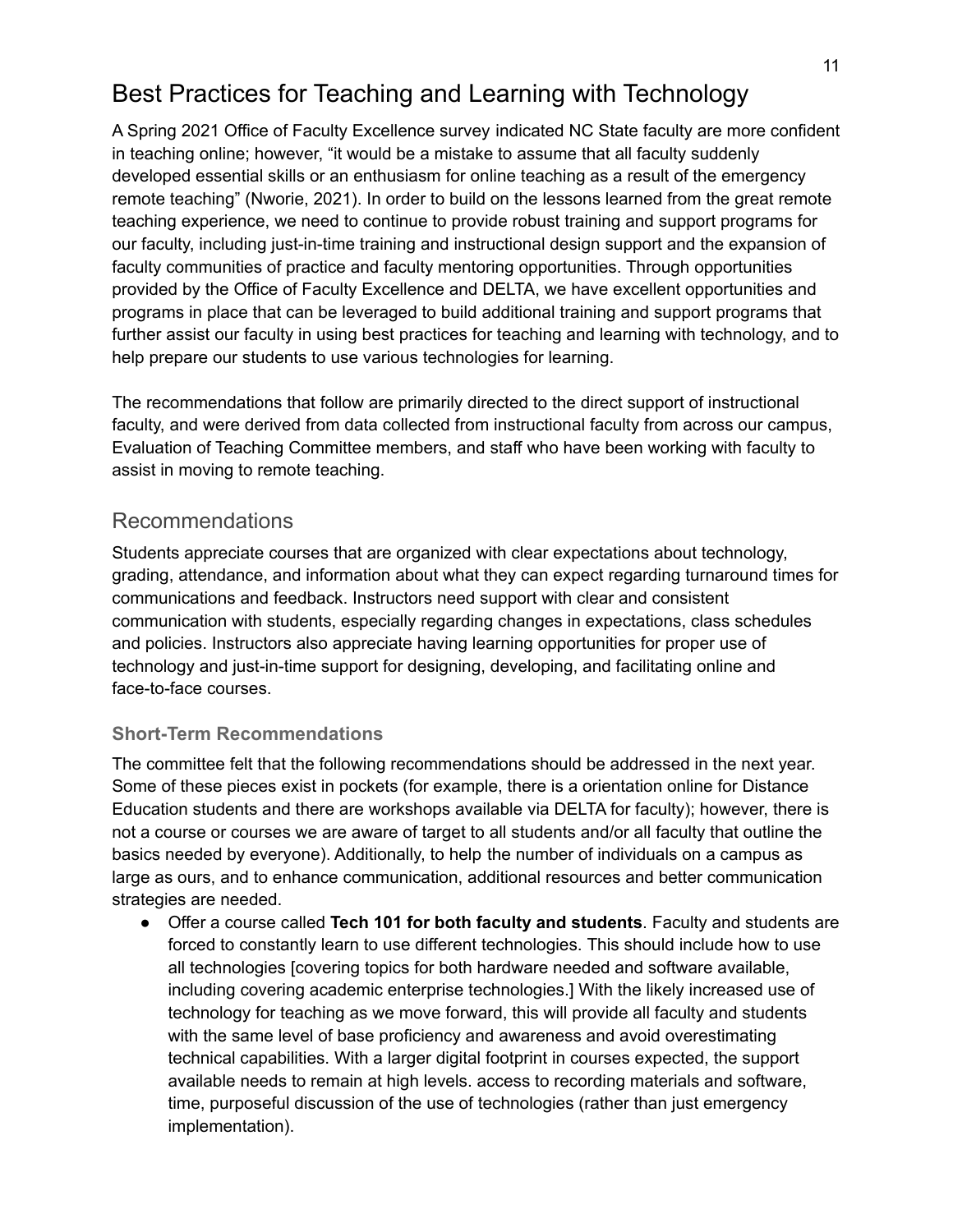# Best Practices for Teaching and Learning with Technology

A Spring 2021 Office of Faculty Excellence survey indicated NC State faculty are more confident in teaching online; however, "it would be a mistake to assume that all faculty suddenly developed essential skills or an enthusiasm for online teaching as a result of the emergency remote teaching" (Nworie, 2021). In order to build on the lessons learned from the great remote teaching experience, we need to continue to provide robust training and support programs for our faculty, including just-in-time training and instructional design support and the expansion of faculty communities of practice and faculty mentoring opportunities. Through opportunities provided by the Office of Faculty Excellence and DELTA, we have excellent opportunities and programs in place that can be leveraged to build additional training and support programs that further assist our faculty in using best practices for teaching and learning with technology, and to help prepare our students to use various technologies for learning.

The recommendations that follow are primarily directed to the direct support of instructional faculty, and were derived from data collected from instructional faculty from across our campus, Evaluation of Teaching Committee members, and staff who have been working with faculty to assist in moving to remote teaching.

## Recommendations

Students appreciate courses that are organized with clear expectations about technology, grading, attendance, and information about what they can expect regarding turnaround times for communications and feedback. Instructors need support with clear and consistent communication with students, especially regarding changes in expectations, class schedules and policies. Instructors also appreciate having learning opportunities for proper use of technology and just-in-time support for designing, developing, and facilitating online and face-to-face courses.

### Short-Term Recommendations

The committee felt that the following recommendations should be addressed in the next year. Some of these pieces exist in pockets (for example, there is a orientation online for Distance Education students and there are workshops available via DELTA for faculty); however, there is not a course or courses we are aware of target to all students and/or all faculty that outline the basics needed by everyone). Additionally, to help the number of individuals on a campus as large as ours, and to enhance communication, additional resources and better communication strategies are needed.

- Offer a course called **Tech 101 for both faculty and students**. Faculty and students are forced to constantly learn to use different technologies. This should include how to use all technologies [covering topics for both hardware needed and software available, including covering academic enterprise technologies.] With the likely increased use of technology for teaching as we move forward, this will provide all faculty and students with the same level of base proficiency and awareness and avoid overestimating technical capabilities. With a larger digital footprint in courses expected, the support available needs to remain at high levels. access to recording materials and software, time, purposeful discussion of the use of technologies (rather than just emergency implementation).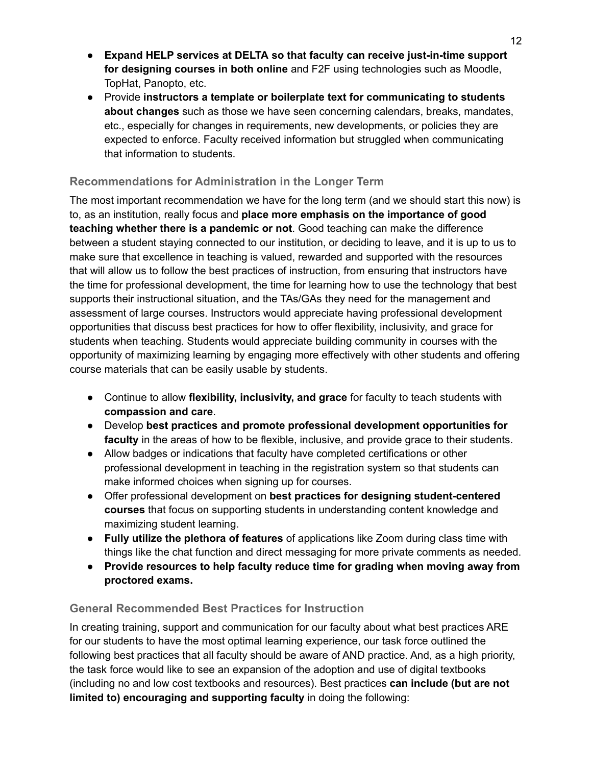- **Expand HELP services at DELTA so that faculty can receive just-in-time support for designing courses in both online** and F2F using technologies such as Moodle, TopHat, Panopto, etc.
- Provide **instructors a template or boilerplate text for communicating to students about changes** such as those we have seen concerning calendars, breaks, mandates, etc., especially for changes in requirements, new developments, or policies they are expected to enforce. Faculty received information but struggled when communicating that information to students.

### Recommendations for Administration in the Longer Term

The most important recommendation we have for the long term (and we should start this now) is to, as an institution, really focus and **place more emphasis on the importance of good teaching whether there is a pandemic or not**. Good teaching can make the difference between a student staying connected to our institution, or deciding to leave, and it is up to us to make sure that excellence in teaching is valued, rewarded and supported with the resources that will allow us to follow the best practices of instruction, from ensuring that instructors have the time for professional development, the time for learning how to use the technology that best supports their instructional situation, and the TAs/GAs they need for the management and assessment of large courses. Instructors would appreciate having professional development opportunities that discuss best practices for how to offer flexibility, inclusivity, and grace for students when teaching. Students would appreciate building community in courses with the opportunity of maximizing learning by engaging more effectively with other students and offering course materials that can be easily usable by students.

- Continue to allow **flexibility, inclusivity, and grace** for faculty to teach students with **compassion and care**.
- Develop **best practices and promote professional development opportunities for faculty** in the areas of how to be flexible, inclusive, and provide grace to their students.
- Allow badges or indications that faculty have completed certifications or other professional development in teaching in the registration system so that students can make informed choices when signing up for courses.
- Offer professional development on **best practices for designing student-centered courses** that focus on supporting students in understanding content knowledge and maximizing student learning.
- **Fully utilize the plethora of features** of applications like Zoom during class time with things like the chat function and direct messaging for more private comments as needed.
- **Provide resources to help faculty reduce time for grading when moving away from proctored exams.**

### General Recommended Best Practices for Instruction

In creating training, support and communication for our faculty about what best practices ARE for our students to have the most optimal learning experience, our task force outlined the following best practices that all faculty should be aware of AND practice. And, as a high priority, the task force would like to see an expansion of the adoption and use of digital textbooks (including no and low cost textbooks and resources). Best practices **can include (but are not limited to) encouraging and supporting faculty** in doing the following: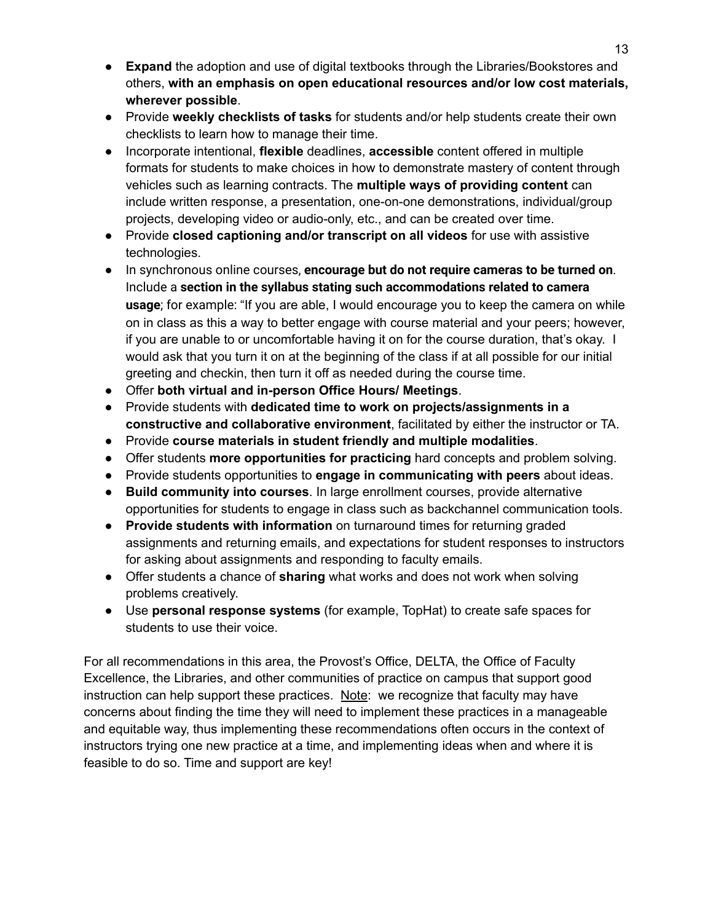- **Expand** the adoption and use of digital textbooks through the Libraries/Bookstores and others, **with an emphasis on open educational resources and/or low cost materials, wherever possible**.
- Provide **weekly checklists of tasks** for students and/or help students create their own checklists to learn how to manage their time.
- Incorporate intentional, **flexible** deadlines, **accessible** content offered in multiple formats for students to make choices in how to demonstrate mastery of content through vehicles such as learning contracts. The **multiple ways of providing content** can include written response, a presentation, one-on-one demonstrations, individual/group projects, developing video or audio-only, etc., and can be created over time.
- Provide **closed captioning and/or transcript on all videos** for use with assistive technologies.
- In synchronous online courses, **encourage but do not require cameras to be turned on**. Include a **section in the syllabus stating such accommodations related to camera usage**; for example: "If you are able, I would encourage you to keep the camera on while on in class as this a way to better engage with course material and your peers; however, if you are unable to or uncomfortable having it on for the course duration, that's okay. I would ask that you turn it on at the beginning of the class if at all possible for our initial greeting and checkin, then turn it off as needed during the course time.
- Offer **both virtual and in-person Office Hours/ Meetings**.
- Provide students with **dedicated time to work on projects/assignments in a constructive and collaborative environment**, facilitated by either the instructor or TA.
- Provide **course materials in student friendly and multiple modalities**.
- Offer students **more opportunities for practicing** hard concepts and problem solving.
- Provide students opportunities to **engage in communicating with peers** about ideas.
- **Build community into courses**. In large enrollment courses, provide alternative opportunities for students to engage in class such as backchannel communication tools.
- **Provide students with information** on turnaround times for returning graded assignments and returning emails, and expectations for student responses to instructors for asking about assignments and responding to faculty emails.
- Offer students a chance of **sharing** what works and does not work when solving problems creatively.
- Use **personal response systems** (for example, TopHat) to create safe spaces for students to use their voice.

For all recommendations in this area, the Provost's Office, DELTA, the Office of Faculty Excellence, the Libraries, and other communities of practice on campus that support good instruction can help support these practices. Note: we recognize that faculty may have concerns about finding the time they will need to implement these practices in a manageable and equitable way, thus implementing these recommendations often occurs in the context of instructors trying one new practice at a time, and implementing ideas when and where it is feasible to do so. Time and support are key!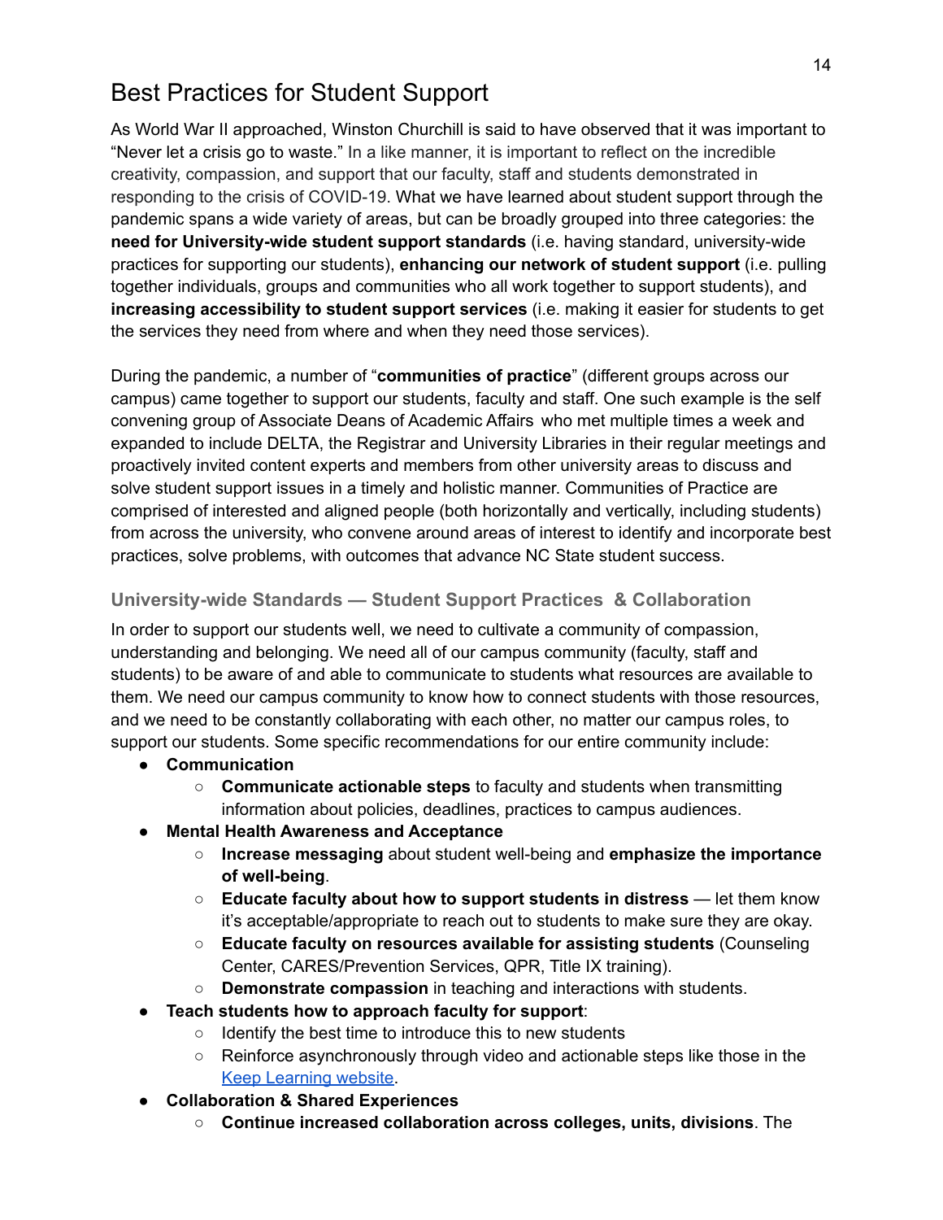# Best Practices for Student Support

As World War II approached, Winston Churchill is said to have observed that it was important to "Never let a crisis go to waste." In a like manner, it is important to reflect on the incredible creativity, compassion, and support that our faculty, staff and students demonstrated in responding to the crisis of COVID-19. What we have learned about student support through the pandemic spans a wide variety of areas, but can be broadly grouped into three categories: the **need for University-wide student support standards** (i.e. having standard, university-wide practices for supporting our students), **enhancing our network of student support** (i.e. pulling together individuals, groups and communities who all work together to support students), and **increasing accessibility to student support services** (i.e. making it easier for students to get the services they need from where and when they need those services).

During the pandemic, a number of "**communities of practice**" (different groups across our campus) came together to support our students, faculty and staff. One such example is the self convening group of Associate Deans of Academic Affairs who met multiple times a week and expanded to include DELTA, the Registrar and University Libraries in their regular meetings and proactively invited content experts and members from other university areas to discuss and solve student support issues in a timely and holistic manner. Communities of Practice are comprised of interested and aligned people (both horizontally and vertically, including students) from across the university, who convene around areas of interest to identify and incorporate best practices, solve problems, with outcomes that advance NC State student success.

### University-wide Standards — Student Support Practices & Collaboration

In order to support our students well, we need to cultivate a community of compassion, understanding and belonging. We need all of our campus community (faculty, staff and students) to be aware of and able to communicate to students what resources are available to them. We need our campus community to know how to connect students with those resources, and we need to be constantly collaborating with each other, no matter our campus roles, to support our students. Some specific recommendations for our entire community include:

- **Communication**
  - **Communicate actionable steps** to faculty and students when transmitting information about policies, deadlines, practices to campus audiences.
- **Mental Health Awareness and Acceptance**
  - **Increase messaging** about student well-being and **emphasize the importance of well-being**.
  - **Educate faculty about how to support students in distress** — let them know it's acceptable/appropriate to reach out to students to make sure they are okay.
  - **Educate faculty on resources available for assisting students** (Counseling Center, CARES/Prevention Services, QPR, Title IX training).
  - **Demonstrate compassion** in teaching and interactions with students.
- **Teach students how to approach faculty for support**:
  - Identify the best time to introduce this to new students
  - Reinforce asynchronously through video and actionable steps like those in the [Keep Learning website](Keep Learning website).
- **Collaboration & Shared Experiences**
  - **Continue increased collaboration across colleges, units, divisions**. The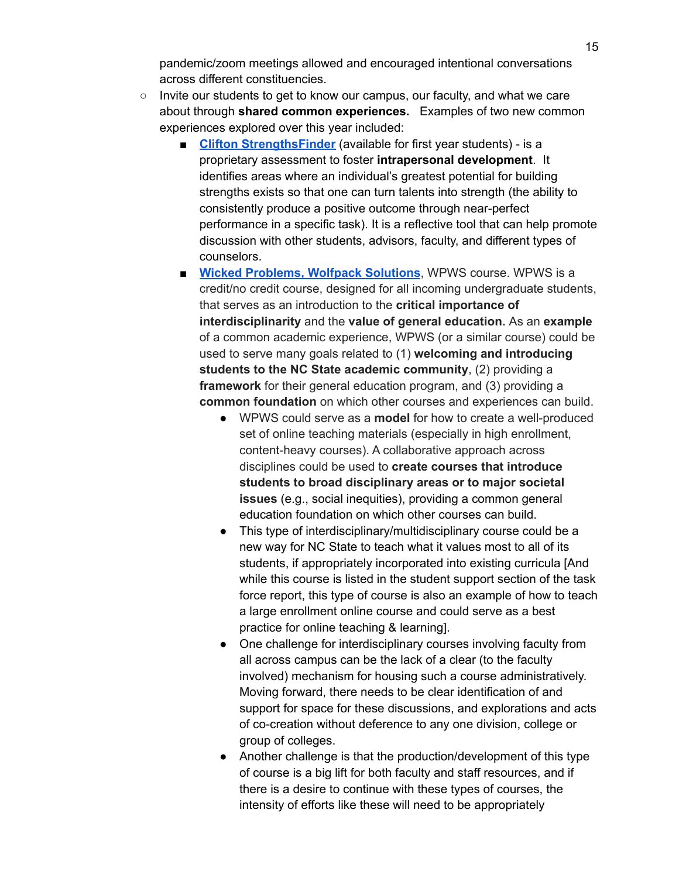pandemic/zoom meetings allowed and encouraged intentional conversations across different constituencies.

- Invite our students to get to know our campus, our faculty, and what we care about through **shared common experiences.** Examples of two new common experiences explored over this year included:
    - **Clifton StrengthsFinder** (available for first year students) - is a proprietary assessment to foster **intrapersonal development**. It identifies areas where an individual's greatest potential for building strengths exists so that one can turn talents into strength (the ability to consistently produce a positive outcome through near-perfect performance in a specific task). It is a reflective tool that can help promote discussion with other students, advisors, faculty, and different types of counselors.
    - **Wicked Problems, Wolfpack Solutions**, WPWS course. WPWS is a credit/no credit course, designed for all incoming undergraduate students, that serves as an introduction to the **critical importance of interdisciplinarity** and the **value of general education.** As an **example** of a common academic experience, WPWS (or a similar course) could be used to serve many goals related to (1) **welcoming and introducing students to the NC State academic community**, (2) providing a **framework** for their general education program, and (3) providing a **common foundation** on which other courses and experiences can build.
        - WPWS could serve as a **model** for how to create a well-produced set of online teaching materials (especially in high enrollment, content-heavy courses). A collaborative approach across disciplines could be used to **create courses that introduce students to broad disciplinary areas or to major societal issues** (e.g., social inequities), providing a common general education foundation on which other courses can build.
        - This type of interdisciplinary/multidisciplinary course could be a new way for NC State to teach what it values most to all of its students, if appropriately incorporated into existing curricula [And while this course is listed in the student support section of the task force report, this type of course is also an example of how to teach a large enrollment online course and could serve as a best practice for online teaching & learning].
        - One challenge for interdisciplinary courses involving faculty from all across campus can be the lack of a clear (to the faculty involved) mechanism for housing such a course administratively. Moving forward, there needs to be clear identification of and support for space for these discussions, and explorations and acts of co-creation without deference to any one division, college or group of colleges.
        - Another challenge is that the production/development of this type of course is a big lift for both faculty and staff resources, and if there is a desire to continue with these types of courses, the intensity of efforts like these will need to be appropriately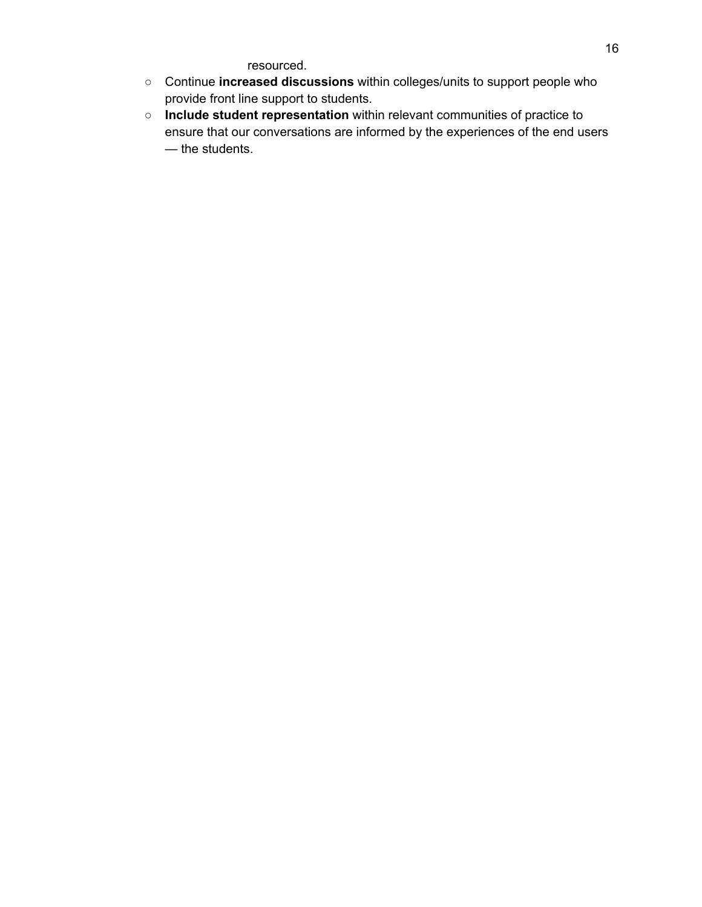resourced.

- Continue **increased discussions** within colleges/units to support people who provide front line support to students.
- **Include student representation** within relevant communities of practice to ensure that our conversations are informed by the experiences of the end users — the students.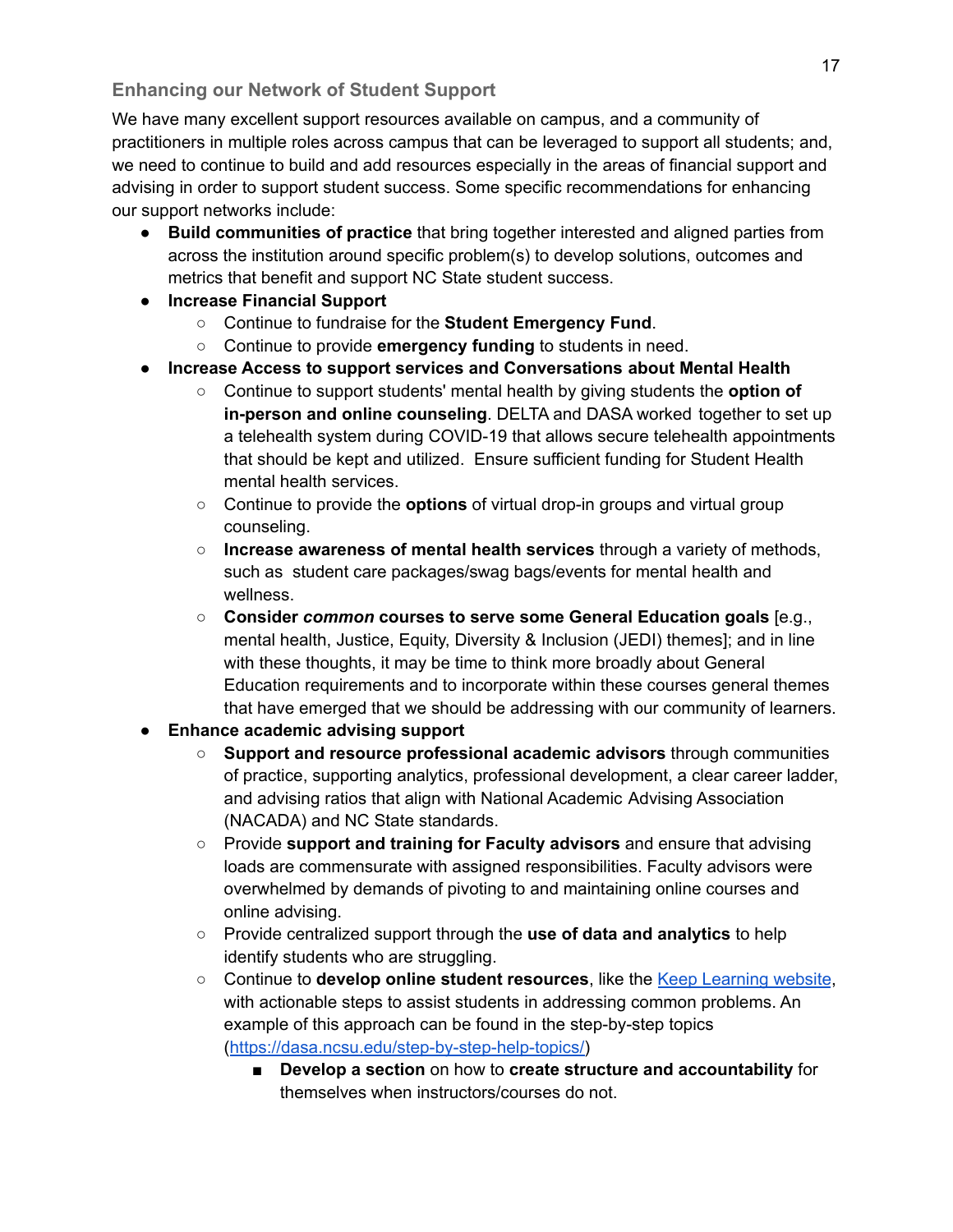### Enhancing our Network of Student Support

We have many excellent support resources available on campus, and a community of practitioners in multiple roles across campus that can be leveraged to support all students; and, we need to continue to build and add resources especially in the areas of financial support and advising in order to support student success. Some specific recommendations for enhancing our support networks include:

- **Build communities of practice** that bring together interested and aligned parties from across the institution around specific problem(s) to develop solutions, outcomes and metrics that benefit and support NC State student success.
- **Increase Financial Support**
    - Continue to fundraise for the **Student Emergency Fund**.
    - Continue to provide **emergency funding** to students in need.
- **Increase Access to support services and Conversations about Mental Health**
    - Continue to support students' mental health by giving students the **option of in-person and online counseling**. DELTA and DASA worked together to set up a telehealth system during COVID-19 that allows secure telehealth appointments that should be kept and utilized. Ensure sufficient funding for Student Health mental health services.
    - Continue to provide the **options** of virtual drop-in groups and virtual group counseling.
    - **Increase awareness of mental health services** through a variety of methods, such as student care packages/swag bags/events for mental health and wellness.
    - **Consider *common* courses to serve some General Education goals** [e.g., mental health, Justice, Equity, Diversity & Inclusion (JEDI) themes]; and in line with these thoughts, it may be time to think more broadly about General Education requirements and to incorporate within these courses general themes that have emerged that we should be addressing with our community of learners.
- **Enhance academic advising support**
    - **Support and resource professional academic advisors** through communities of practice, supporting analytics, professional development, a clear career ladder, and advising ratios that align with National Academic Advising Association (NACADA) and NC State standards.
    - Provide **support and training for Faculty advisors** and ensure that advising loads are commensurate with assigned responsibilities. Faculty advisors were overwhelmed by demands of pivoting to and maintaining online courses and online advising.
    - Provide centralized support through the **use of data and analytics** to help identify students who are struggling.
    - Continue to **develop online student resources**, like the [Keep Learning website](), with actionable steps to assist students in addressing common problems. An example of this approach can be found in the step-by-step topics ([https://dasa.ncsu.edu/step-by-step-help-topics/](https://dasa.ncsu.edu/step-by-step-help-topics/))
        - **Develop a section** on how to **create structure and accountability** for themselves when instructors/courses do not.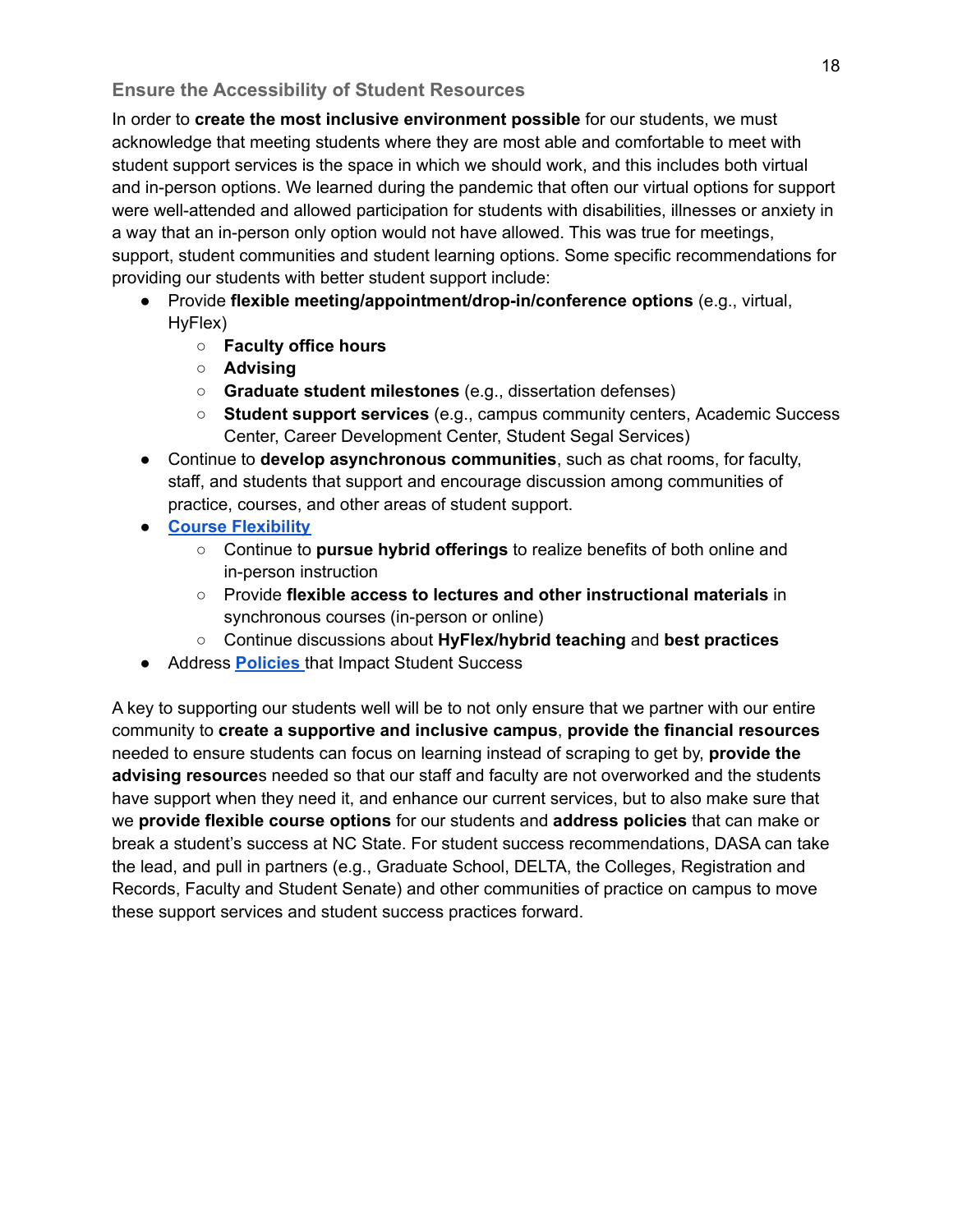### Ensure the Accessibility of Student Resources

In order to **create the most inclusive environment possible** for our students, we must acknowledge that meeting students where they are most able and comfortable to meet with student support services is the space in which we should work, and this includes both virtual and in-person options. We learned during the pandemic that often our virtual options for support were well-attended and allowed participation for students with disabilities, illnesses or anxiety in a way that an in-person only option would not have allowed. This was true for meetings, support, student communities and student learning options. Some specific recommendations for providing our students with better student support include:

- Provide **flexible meeting/appointment/drop-in/conference options** (e.g., virtual, HyFlex)
  - **Faculty office hours**
  - **Advising**
  - **Graduate student milestones** (e.g., dissertation defenses)
  - **Student support services** (e.g., campus community centers, Academic Success Center, Career Development Center, Student Segal Services)
- Continue to **develop asynchronous communities**, such as chat rooms, for faculty, staff, and students that support and encourage discussion among communities of practice, courses, and other areas of student support.
- **Course Flexibility**
  - Continue to **pursue hybrid offerings** to realize benefits of both online and in-person instruction
  - Provide **flexible access to lectures and other instructional materials** in synchronous courses (in-person or online)
  - Continue discussions about **HyFlex/hybrid teaching** and **best practices**
- Address **Policies** that Impact Student Success

A key to supporting our students well will be to not only ensure that we partner with our entire community to **create a supportive and inclusive campus**, **provide the financial resources** needed to ensure students can focus on learning instead of scraping to get by, **provide the advising resource**s needed so that our staff and faculty are not overworked and the students have support when they need it, and enhance our current services, but to also make sure that we **provide flexible course options** for our students and **address policies** that can make or break a student's success at NC State. For student success recommendations, DASA can take the lead, and pull in partners (e.g., Graduate School, DELTA, the Colleges, Registration and Records, Faculty and Student Senate) and other communities of practice on campus to move these support services and student success practices forward.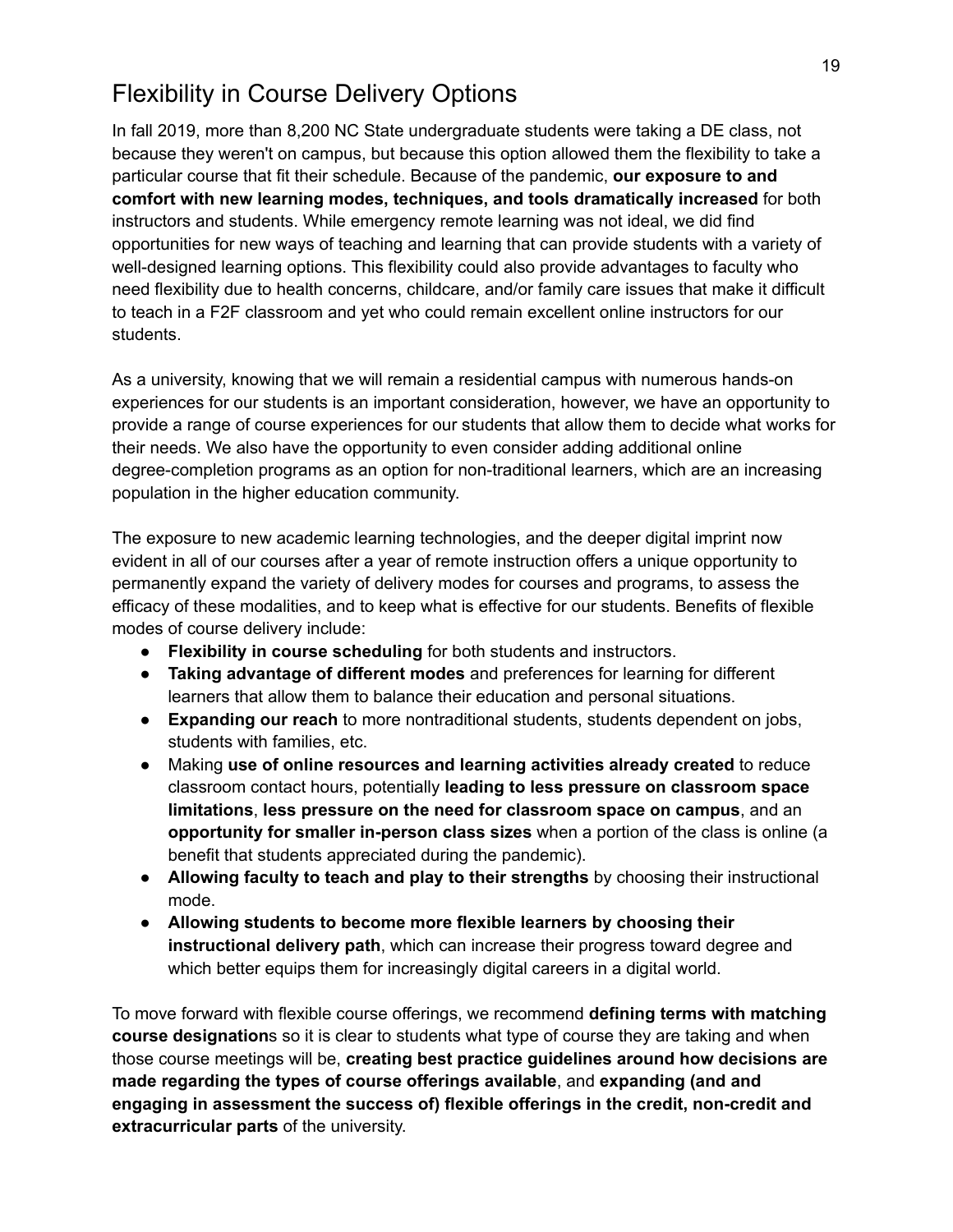## Flexibility in Course Delivery Options

In fall 2019, more than 8,200 NC State undergraduate students were taking a DE class, not because they weren't on campus, but because this option allowed them the flexibility to take a particular course that fit their schedule. Because of the pandemic, **our exposure to and comfort with new learning modes, techniques, and tools dramatically increased** for both instructors and students. While emergency remote learning was not ideal, we did find opportunities for new ways of teaching and learning that can provide students with a variety of well-designed learning options. This flexibility could also provide advantages to faculty who need flexibility due to health concerns, childcare, and/or family care issues that make it difficult to teach in a F2F classroom and yet who could remain excellent online instructors for our students.

As a university, knowing that we will remain a residential campus with numerous hands-on experiences for our students is an important consideration, however, we have an opportunity to provide a range of course experiences for our students that allow them to decide what works for their needs. We also have the opportunity to even consider adding additional online degree-completion programs as an option for non-traditional learners, which are an increasing population in the higher education community.

The exposure to new academic learning technologies, and the deeper digital imprint now evident in all of our courses after a year of remote instruction offers a unique opportunity to permanently expand the variety of delivery modes for courses and programs, to assess the efficacy of these modalities, and to keep what is effective for our students. Benefits of flexible modes of course delivery include:

- **Flexibility in course scheduling** for both students and instructors.
- **Taking advantage of different modes** and preferences for learning for different learners that allow them to balance their education and personal situations.
- **Expanding our reach** to more nontraditional students, students dependent on jobs, students with families, etc.
- Making **use of online resources and learning activities already created** to reduce classroom contact hours, potentially **leading to less pressure on classroom space limitations**, **less pressure on the need for classroom space on campus**, and an **opportunity for smaller in-person class sizes** when a portion of the class is online (a benefit that students appreciated during the pandemic).
- **Allowing faculty to teach and play to their strengths** by choosing their instructional mode.
- **Allowing students to become more flexible learners by choosing their instructional delivery path**, which can increase their progress toward degree and which better equips them for increasingly digital careers in a digital world.

To move forward with flexible course offerings, we recommend **defining terms with matching course designation**s so it is clear to students what type of course they are taking and when those course meetings will be, **creating best practice guidelines around how decisions are made regarding the types of course offerings available**, and **expanding (and and engaging in assessment the success of) flexible offerings in the credit, non-credit and extracurricular parts** of the university.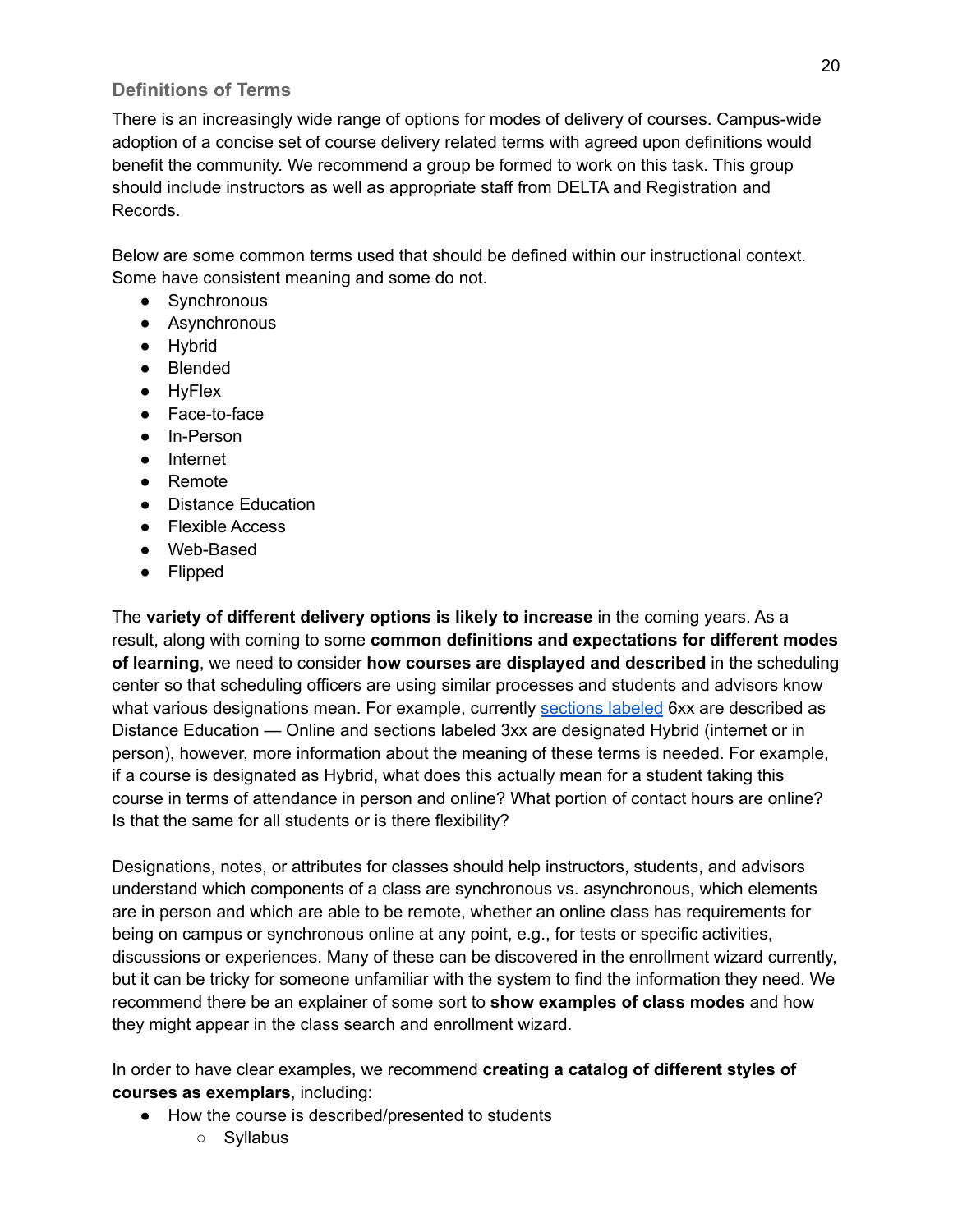### Definitions of Terms

There is an increasingly wide range of options for modes of delivery of courses. Campus-wide adoption of a concise set of course delivery related terms with agreed upon definitions would benefit the community. We recommend a group be formed to work on this task. This group should include instructors as well as appropriate staff from DELTA and Registration and Records.

Below are some common terms used that should be defined within our instructional context. Some have consistent meaning and some do not.

- Synchronous
- Asynchronous
- Hybrid
- Blended
- HyFlex
- Face-to-face
- In-Person
- Internet
- Remote
- Distance Education
- Flexible Access
- Web-Based
- Flipped

The **variety of different delivery options is likely to increase** in the coming years. As a result, along with coming to some **common definitions and expectations for different modes of learning**, we need to consider **how courses are displayed and described** in the scheduling center so that scheduling officers are using similar processes and students and advisors know what various designations mean. For example, currently sections labeled 6xx are described as Distance Education — Online and sections labeled 3xx are designated Hybrid (internet or in person), however, more information about the meaning of these terms is needed. For example, if a course is designated as Hybrid, what does this actually mean for a student taking this course in terms of attendance in person and online? What portion of contact hours are online? Is that the same for all students or is there flexibility?

Designations, notes, or attributes for classes should help instructors, students, and advisors understand which components of a class are synchronous vs. asynchronous, which elements are in person and which are able to be remote, whether an online class has requirements for being on campus or synchronous online at any point, e.g., for tests or specific activities, discussions or experiences. Many of these can be discovered in the enrollment wizard currently, but it can be tricky for someone unfamiliar with the system to find the information they need. We recommend there be an explainer of some sort to **show examples of class modes** and how they might appear in the class search and enrollment wizard.

In order to have clear examples, we recommend **creating a catalog of different styles of courses as exemplars**, including:

- How the course is described/presented to students
  - Syllabus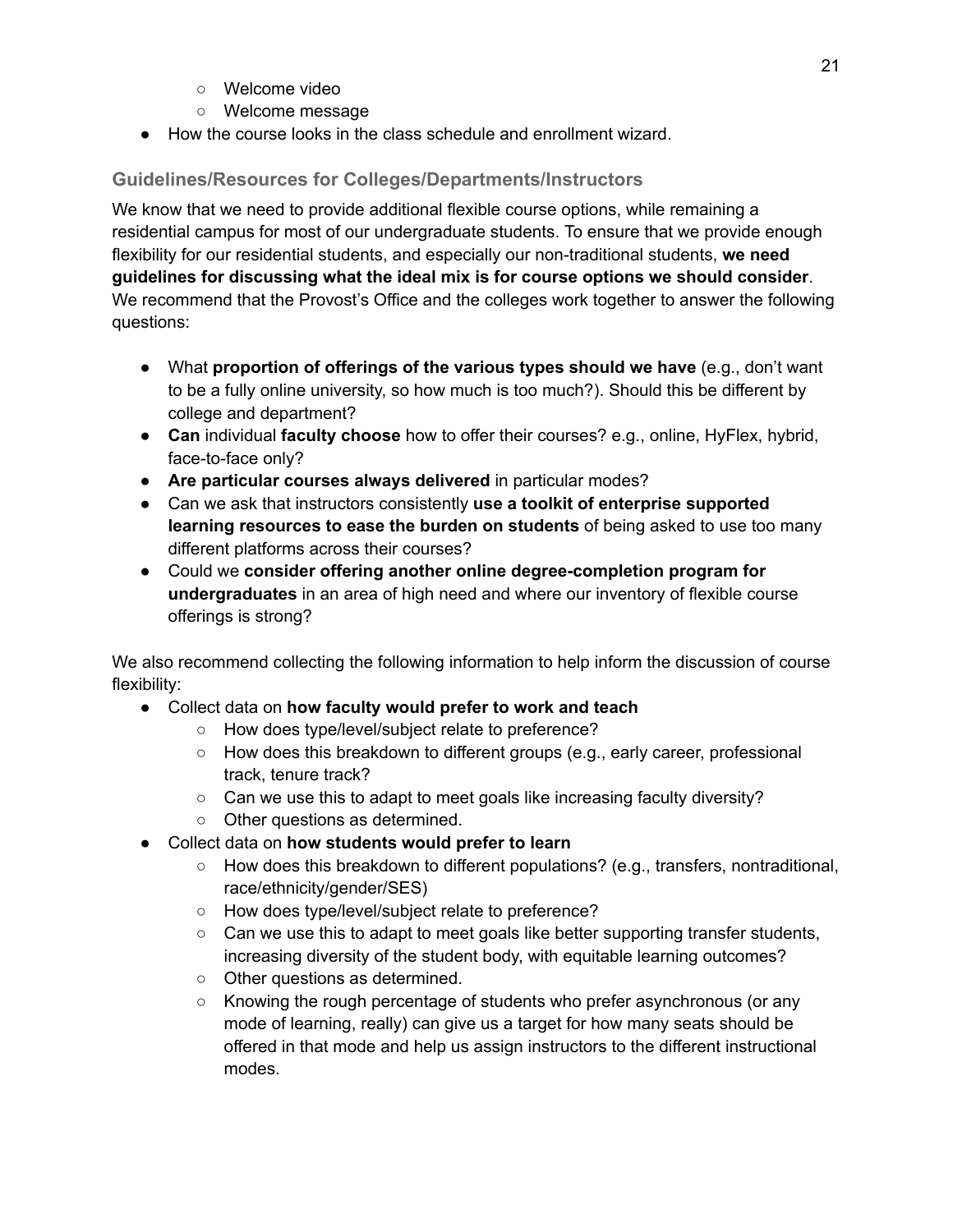- Welcome video
    - Welcome message
- How the course looks in the class schedule and enrollment wizard.

### Guidelines/Resources for Colleges/Departments/Instructors

We know that we need to provide additional flexible course options, while remaining a residential campus for most of our undergraduate students. To ensure that we provide enough flexibility for our residential students, and especially our non-traditional students, **we need guidelines for discussing what the ideal mix is for course options we should consider**. We recommend that the Provost's Office and the colleges work together to answer the following questions:

- What **proportion of offerings of the various types should we have** (e.g., don't want to be a fully online university, so how much is too much?). Should this be different by college and department?
- **Can** individual **faculty choose** how to offer their courses? e.g., online, HyFlex, hybrid, face-to-face only?
- **Are particular courses always delivered** in particular modes?
- Can we ask that instructors consistently **use a toolkit of enterprise supported learning resources to ease the burden on students** of being asked to use too many different platforms across their courses?
- Could we **consider offering another online degree-completion program for undergraduates** in an area of high need and where our inventory of flexible course offerings is strong?

We also recommend collecting the following information to help inform the discussion of course flexibility:

- Collect data on **how faculty would prefer to work and teach**
    - How does type/level/subject relate to preference?
    - How does this breakdown to different groups (e.g., early career, professional track, tenure track?
    - Can we use this to adapt to meet goals like increasing faculty diversity?
    - Other questions as determined.
- Collect data on **how students would prefer to learn**
    - How does this breakdown to different populations? (e.g., transfers, nontraditional, race/ethnicity/gender/SES)
    - How does type/level/subject relate to preference?
    - Can we use this to adapt to meet goals like better supporting transfer students, increasing diversity of the student body, with equitable learning outcomes?
    - Other questions as determined.
    - Knowing the rough percentage of students who prefer asynchronous (or any mode of learning, really) can give us a target for how many seats should be offered in that mode and help us assign instructors to the different instructional modes.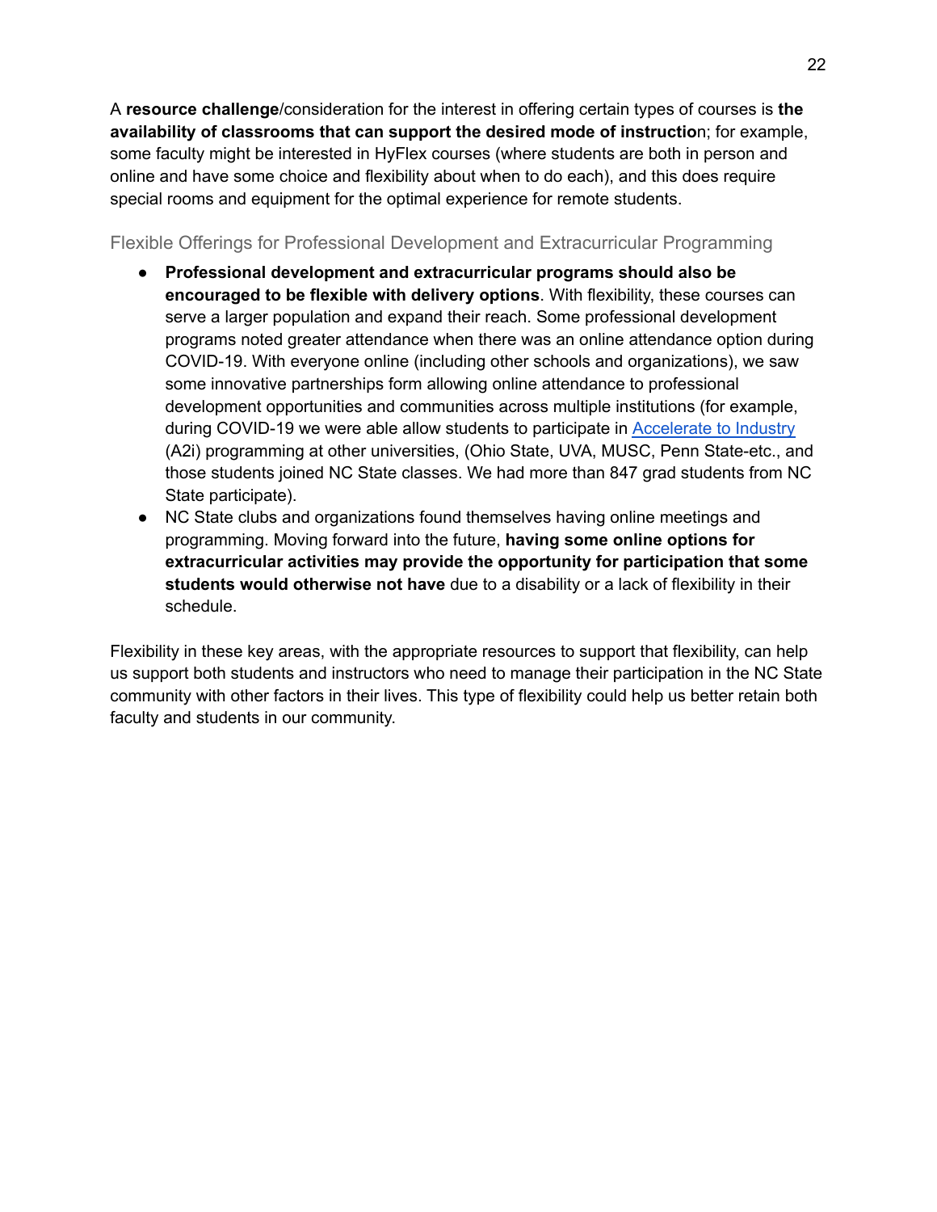A **resource challenge**/consideration for the interest in offering certain types of courses is **the availability of classrooms that can support the desired mode of instructio**n; for example, some faculty might be interested in HyFlex courses (where students are both in person and online and have some choice and flexibility about when to do each), and this does require special rooms and equipment for the optimal experience for remote students.

### Flexible Offerings for Professional Development and Extracurricular Programming

- **Professional development and extracurricular programs should also be encouraged to be flexible with delivery options**. With flexibility, these courses can serve a larger population and expand their reach. Some professional development programs noted greater attendance when there was an online attendance option during COVID-19. With everyone online (including other schools and organizations), we saw some innovative partnerships form allowing online attendance to professional development opportunities and communities across multiple institutions (for example, during COVID-19 we were able allow students to participate in Accelerate to Industry (A2i) programming at other universities, (Ohio State, UVA, MUSC, Penn State-etc., and those students joined NC State classes. We had more than 847 grad students from NC State participate).
- NC State clubs and organizations found themselves having online meetings and programming. Moving forward into the future, **having some online options for extracurricular activities may provide the opportunity for participation that some students would otherwise not have** due to a disability or a lack of flexibility in their schedule.

Flexibility in these key areas, with the appropriate resources to support that flexibility, can help us support both students and instructors who need to manage their participation in the NC State community with other factors in their lives. This type of flexibility could help us better retain both faculty and students in our community.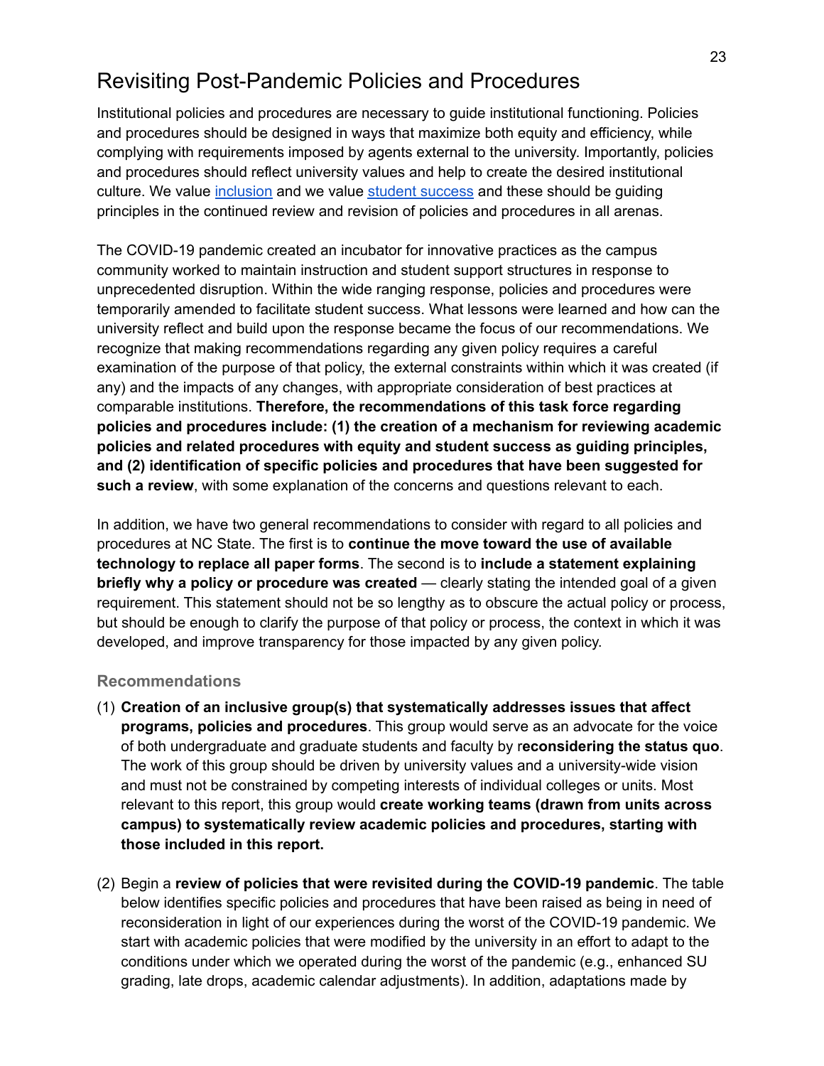# Revisiting Post-Pandemic Policies and Procedures

Institutional policies and procedures are necessary to guide institutional functioning. Policies and procedures should be designed in ways that maximize both equity and efficiency, while complying with requirements imposed by agents external to the university. Importantly, policies and procedures should reflect university values and help to create the desired institutional culture. We value [inclusion]() and we value [student success]() and these should be guiding principles in the continued review and revision of policies and procedures in all arenas.

The COVID-19 pandemic created an incubator for innovative practices as the campus community worked to maintain instruction and student support structures in response to unprecedented disruption. Within the wide ranging response, policies and procedures were temporarily amended to facilitate student success. What lessons were learned and how can the university reflect and build upon the response became the focus of our recommendations. We recognize that making recommendations regarding any given policy requires a careful examination of the purpose of that policy, the external constraints within which it was created (if any) and the impacts of any changes, with appropriate consideration of best practices at comparable institutions. **Therefore, the recommendations of this task force regarding policies and procedures include: (1) the creation of a mechanism for reviewing academic policies and related procedures with equity and student success as guiding principles, and (2) identification of specific policies and procedures that have been suggested for such a review**, with some explanation of the concerns and questions relevant to each.

In addition, we have two general recommendations to consider with regard to all policies and procedures at NC State. The first is to **continue the move toward the use of available technology to replace all paper forms**. The second is to **include a statement explaining briefly why a policy or procedure was created** — clearly stating the intended goal of a given requirement. This statement should not be so lengthy as to obscure the actual policy or process, but should be enough to clarify the purpose of that policy or process, the context in which it was developed, and improve transparency for those impacted by any given policy.

### Recommendations

(1) **Creation of an inclusive group(s) that systematically addresses issues that affect programs, policies and procedures**. This group would serve as an advocate for the voice of both undergraduate and graduate students and faculty by r**econsidering the status quo**. The work of this group should be driven by university values and a university-wide vision and must not be constrained by competing interests of individual colleges or units. Most relevant to this report, this group would **create working teams (drawn from units across campus) to systematically review academic policies and procedures, starting with those included in this report.**

(2) Begin a **review of policies that were revisited during the COVID-19 pandemic**. The table below identifies specific policies and procedures that have been raised as being in need of reconsideration in light of our experiences during the worst of the COVID-19 pandemic. We start with academic policies that were modified by the university in an effort to adapt to the conditions under which we operated during the worst of the pandemic (e.g., enhanced SU grading, late drops, academic calendar adjustments). In addition, adaptations made by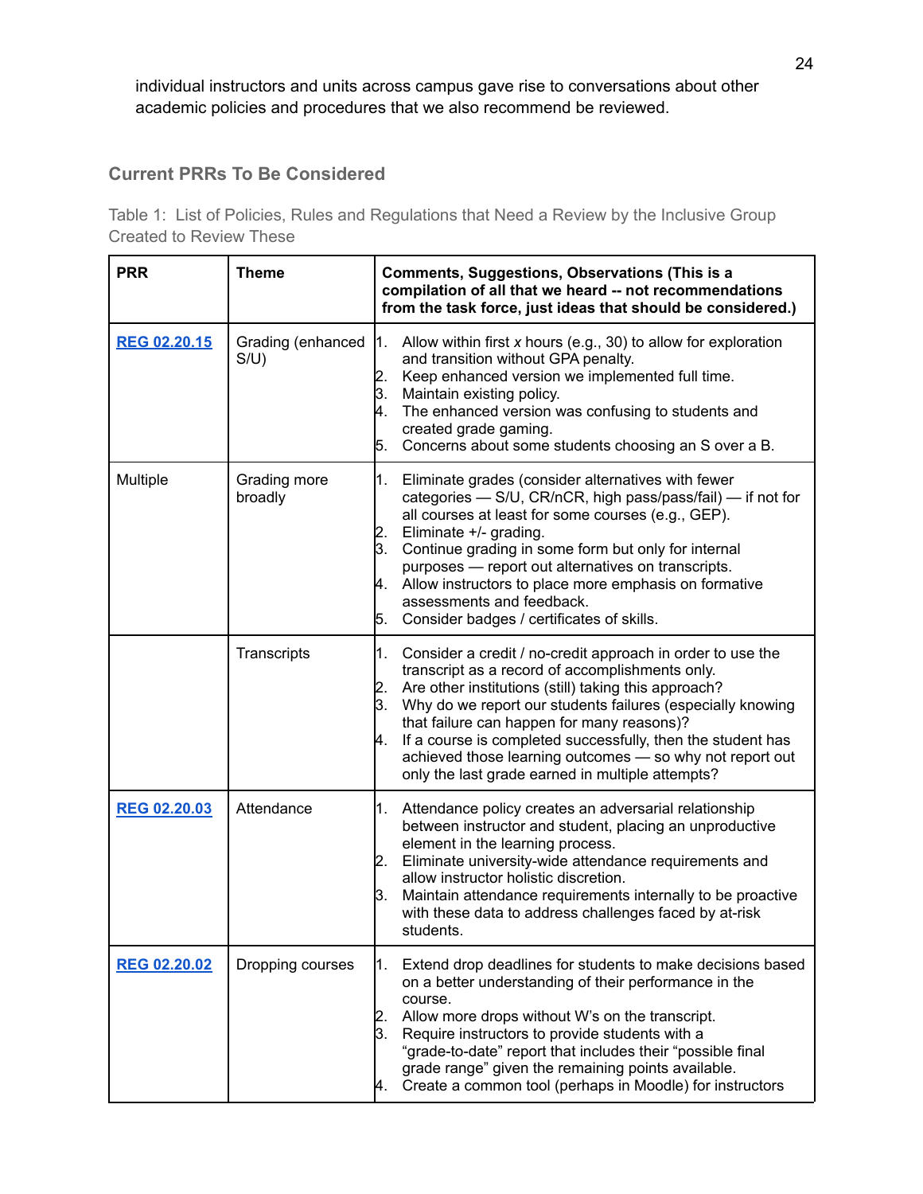individual instructors and units across campus gave rise to conversations about other academic policies and procedures that we also recommend be reviewed.

## Current PRRs To Be Considered

Table 1: List of Policies, Rules and Regulations that Need a Review by the Inclusive Group Created to Review These

| PRR | Theme | Comments, Suggestions, Observations (This is a compilation of all that we heard -- not recommendations from the task force, just ideas that should be considered.) |
|---|---|---|
| [REG 02.20.15] | Grading (enhanced S/U) | 1. Allow within first *x* hours (e.g., 30) to allow for exploration and transition without GPA penalty.<br>2. Keep enhanced version we implemented full time.<br>3. Maintain existing policy.<br>4. The enhanced version was confusing to students and created grade gaming.<br>5. Concerns about some students choosing an S over a B. |
| Multiple | Grading more broadly | 1. Eliminate grades (consider alternatives with fewer categories — S/U, CR/nCR, high pass/pass/fail) — if not for all courses at least for some courses (e.g., GEP).<br>2. Eliminate +/- grading.<br>3. Continue grading in some form but only for internal purposes — report out alternatives on transcripts.<br>4. Allow instructors to place more emphasis on formative assessments and feedback.<br>5. Consider badges / certificates of skills. |
| | Transcripts | 1. Consider a credit / no-credit approach in order to use the transcript as a record of accomplishments only.<br>2. Are other institutions (still) taking this approach?<br>3. Why do we report our students failures (especially knowing that failure can happen for many reasons)?<br>4. If a course is completed successfully, then the student has achieved those learning outcomes — so why not report out only the last grade earned in multiple attempts? |
| [REG 02.20.03] | Attendance | 1. Attendance policy creates an adversarial relationship between instructor and student, placing an unproductive element in the learning process.<br>2. Eliminate university-wide attendance requirements and allow instructor holistic discretion.<br>3. Maintain attendance requirements internally to be proactive with these data to address challenges faced by at-risk students. |
| [REG 02.20.02] | Dropping courses | 1. Extend drop deadlines for students to make decisions based on a better understanding of their performance in the course.<br>2. Allow more drops without W's on the transcript.<br>3. Require instructors to provide students with a "grade-to-date" report that includes their "possible final grade range" given the remaining points available.<br>4. Create a common tool (perhaps in Moodle) for instructors |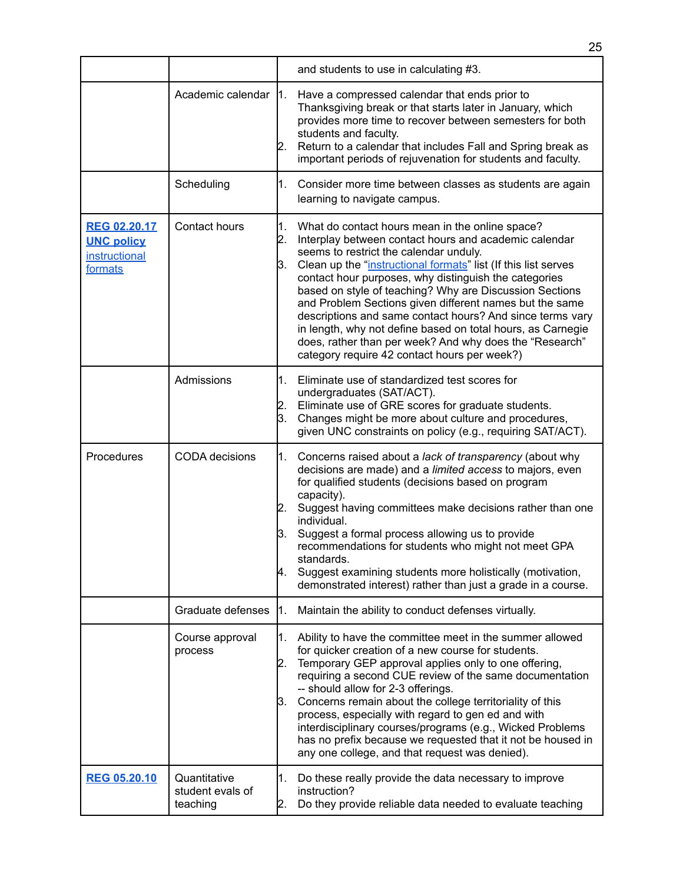| | | |
|---|---|---|
| | | and students to use in calculating #3. |
| | Academic calendar | 1. Have a compressed calendar that ends prior to Thanksgiving break or that starts later in January, which provides more time to recover between semesters for both students and faculty.<br>2. Return to a calendar that includes Fall and Spring break as important periods of rejuvenation for students and faculty. |
| | Scheduling | 1. Consider more time between classes as students are again learning to navigate campus. |
| **REG 02.20.17**<br>**UNC policy**<br>instructional formats | Contact hours | 1. What do contact hours mean in the online space?<br>2. Interplay between contact hours and academic calendar seems to restrict the calendar unduly.<br>3. Clean up the "instructional formats" list (If this list serves contact hour purposes, why distinguish the categories based on style of teaching? Why are Discussion Sections and Problem Sections given different names but the same descriptions and same contact hours? And since terms vary in length, why not define based on total hours, as Carnegie does, rather than per week? And why does the "Research" category require 42 contact hours per week?) |
| | Admissions | 1. Eliminate use of standardized test scores for undergraduates (SAT/ACT).<br>2. Eliminate use of GRE scores for graduate students.<br>3. Changes might be more about culture and procedures, given UNC constraints on policy (e.g., requiring SAT/ACT). |
| Procedures | CODA decisions | 1. Concerns raised about a *lack of transparency* (about why decisions are made) and a *limited access* to majors, even for qualified students (decisions based on program capacity).<br>2. Suggest having committees make decisions rather than one individual.<br>3. Suggest a formal process allowing us to provide recommendations for students who might not meet GPA standards.<br>4. Suggest examining students more holistically (motivation, demonstrated interest) rather than just a grade in a course. |
| | Graduate defenses | 1. Maintain the ability to conduct defenses virtually. |
| | Course approval process | 1. Ability to have the committee meet in the summer allowed for quicker creation of a new course for students.<br>2. Temporary GEP approval applies only to one offering, requiring a second CUE review of the same documentation -- should allow for 2-3 offerings.<br>3. Concerns remain about the college territoriality of this process, especially with regard to gen ed and with interdisciplinary courses/programs (e.g., Wicked Problems has no prefix because we requested that it not be housed in any one college, and that request was denied). |
| **REG 05.20.10** | Quantitative student evals of teaching | 1. Do these really provide the data necessary to improve instruction?<br>2. Do they provide reliable data needed to evaluate teaching |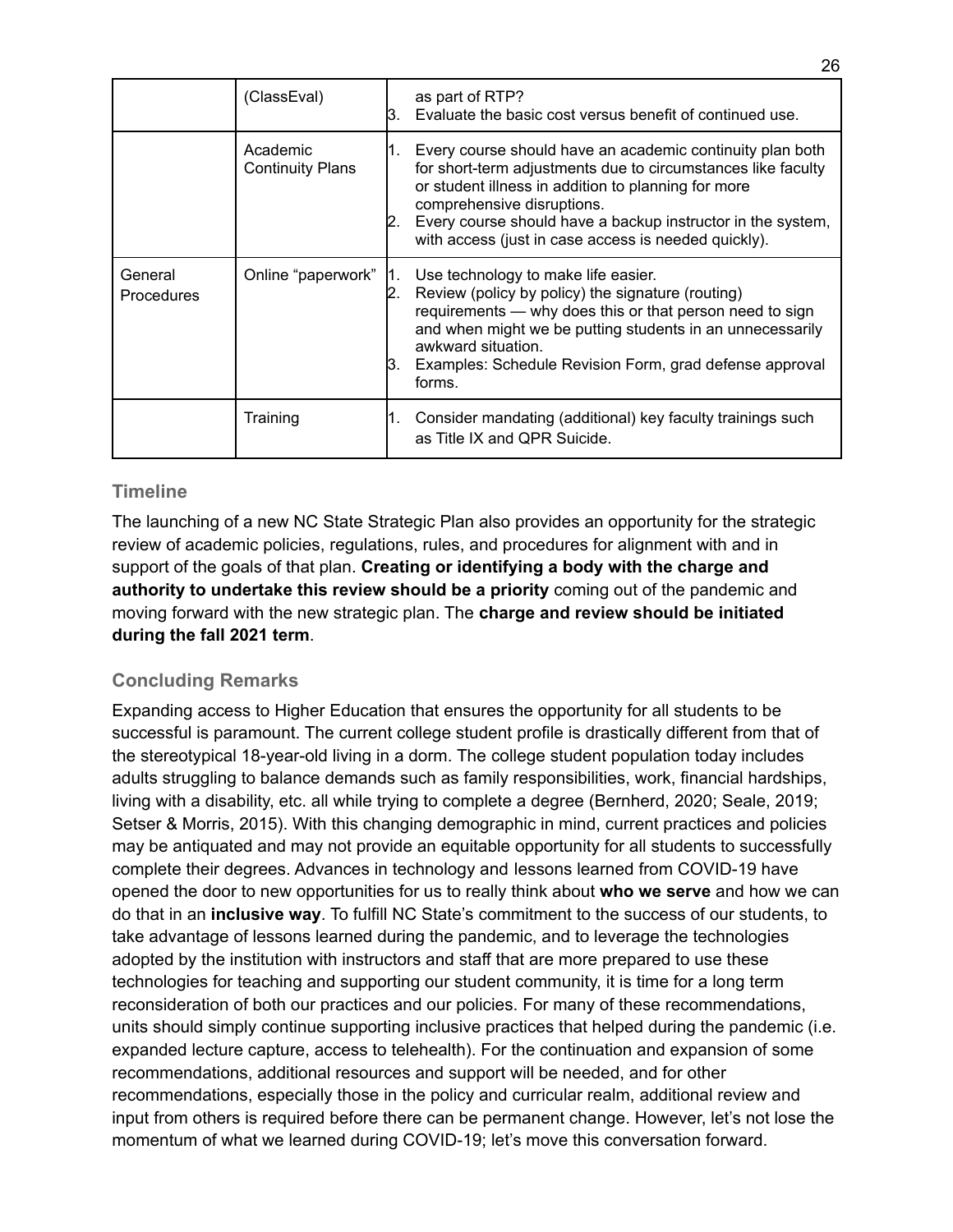| | | |
|---|---|---|
| | (ClassEval) | as part of RTP?<br>3. Evaluate the basic cost versus benefit of continued use. |
| | Academic Continuity Plans | 1. Every course should have an academic continuity plan both for short-term adjustments due to circumstances like faculty or student illness in addition to planning for more comprehensive disruptions.<br>2. Every course should have a backup instructor in the system, with access (just in case access is needed quickly). |
| General Procedures | Online "paperwork" | 1. Use technology to make life easier.<br>2. Review (policy by policy) the signature (routing) requirements — why does this or that person need to sign and when might we be putting students in an unnecessarily awkward situation.<br>3. Examples: Schedule Revision Form, grad defense approval forms. |
| | Training | 1. Consider mandating (additional) key faculty trainings such as Title IX and QPR Suicide. |

### Timeline

The launching of a new NC State Strategic Plan also provides an opportunity for the strategic review of academic policies, regulations, rules, and procedures for alignment with and in support of the goals of that plan. **Creating or identifying a body with the charge and authority to undertake this review should be a priority** coming out of the pandemic and moving forward with the new strategic plan. The **charge and review should be initiated during the fall 2021 term**.

### Concluding Remarks

Expanding access to Higher Education that ensures the opportunity for all students to be successful is paramount. The current college student profile is drastically different from that of the stereotypical 18-year-old living in a dorm. The college student population today includes adults struggling to balance demands such as family responsibilities, work, financial hardships, living with a disability, etc. all while trying to complete a degree (Bernherd, 2020; Seale, 2019; Setser & Morris, 2015). With this changing demographic in mind, current practices and policies may be antiquated and may not provide an equitable opportunity for all students to successfully complete their degrees. Advances in technology and lessons learned from COVID-19 have opened the door to new opportunities for us to really think about **who we serve** and how we can do that in an **inclusive way**. To fulfill NC State's commitment to the success of our students, to take advantage of lessons learned during the pandemic, and to leverage the technologies adopted by the institution with instructors and staff that are more prepared to use these technologies for teaching and supporting our student community, it is time for a long term reconsideration of both our practices and our policies. For many of these recommendations, units should simply continue supporting inclusive practices that helped during the pandemic (i.e. expanded lecture capture, access to telehealth). For the continuation and expansion of some recommendations, additional resources and support will be needed, and for other recommendations, especially those in the policy and curricular realm, additional review and input from others is required before there can be permanent change. However, let's not lose the momentum of what we learned during COVID-19; let's move this conversation forward.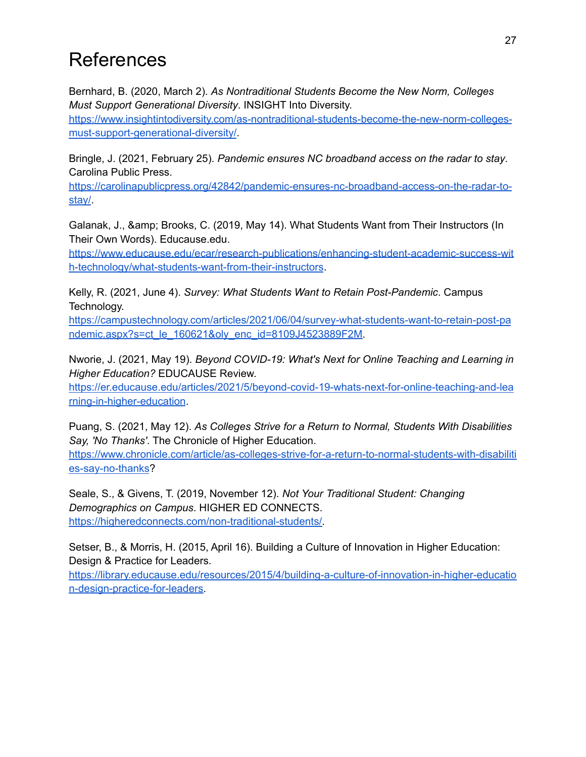# References

Bernhard, B. (2020, March 2). *As Nontraditional Students Become the New Norm, Colleges Must Support Generational Diversity*. INSIGHT Into Diversity. https://www.insightintodiversity.com/as-nontraditional-students-become-the-new-norm-colleges-must-support-generational-diversity/.

Bringle, J. (2021, February 25). *Pandemic ensures NC broadband access on the radar to stay*. Carolina Public Press. https://carolinapublicpress.org/42842/pandemic-ensures-nc-broadband-access-on-the-radar-to-stay/.

Galanak, J., &amp; Brooks, C. (2019, May 14). What Students Want from Their Instructors (In Their Own Words). Educause.edu. https://www.educause.edu/ecar/research-publications/enhancing-student-academic-success-with-technology/what-students-want-from-their-instructors.

Kelly, R. (2021, June 4). *Survey: What Students Want to Retain Post-Pandemic*. Campus Technology. https://campustechnology.com/articles/2021/06/04/survey-what-students-want-to-retain-post-pandemic.aspx?s=ct_le_160621&oly_enc_id=8109J4523889F2M.

Nworie, J. (2021, May 19). *Beyond COVID-19: What's Next for Online Teaching and Learning in Higher Education?* EDUCAUSE Review. https://er.educause.edu/articles/2021/5/beyond-covid-19-whats-next-for-online-teaching-and-learning-in-higher-education.

Puang, S. (2021, May 12). *As Colleges Strive for a Return to Normal, Students With Disabilities Say, 'No Thanks'*. The Chronicle of Higher Education. https://www.chronicle.com/article/as-colleges-strive-for-a-return-to-normal-students-with-disabilities-say-no-thanks?

Seale, S., & Givens, T. (2019, November 12). *Not Your Traditional Student: Changing Demographics on Campus*. HIGHER ED CONNECTS. https://higheredconnects.com/non-traditional-students/.

Setser, B., & Morris, H. (2015, April 16). Building a Culture of Innovation in Higher Education: Design & Practice for Leaders. https://library.educause.edu/resources/2015/4/building-a-culture-of-innovation-in-higher-education-design-practice-for-leaders.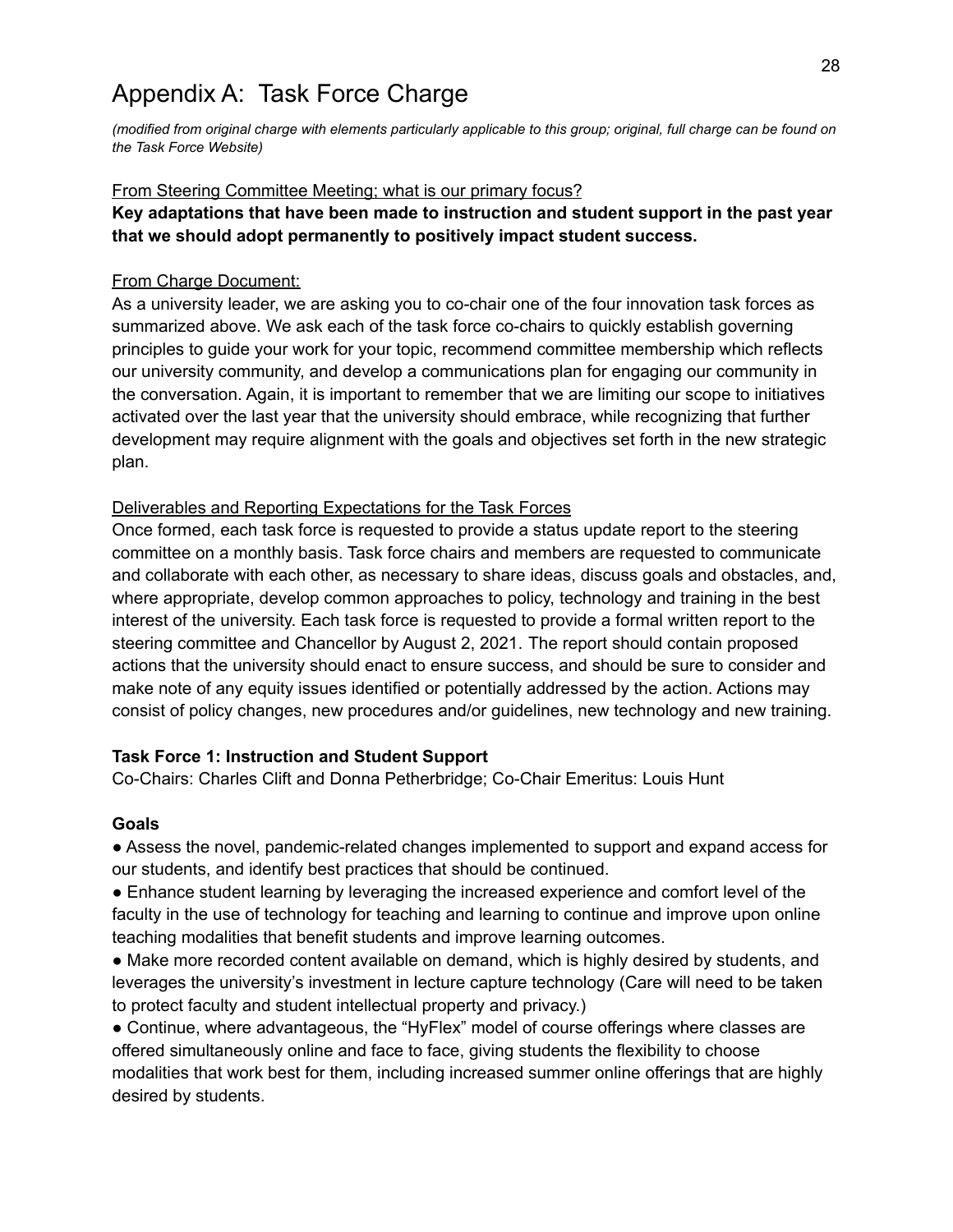# Appendix A: Task Force Charge

*(modified from original charge with elements particularly applicable to this group; original, full charge can be found on the Task Force Website)*

From Steering Committee Meeting; what is our primary focus?

**Key adaptations that have been made to instruction and student support in the past year that we should adopt permanently to positively impact student success.**

From Charge Document:

As a university leader, we are asking you to co-chair one of the four innovation task forces as summarized above. We ask each of the task force co-chairs to quickly establish governing principles to guide your work for your topic, recommend committee membership which reflects our university community, and develop a communications plan for engaging our community in the conversation. Again, it is important to remember that we are limiting our scope to initiatives activated over the last year that the university should embrace, while recognizing that further development may require alignment with the goals and objectives set forth in the new strategic plan.

Deliverables and Reporting Expectations for the Task Forces

Once formed, each task force is requested to provide a status update report to the steering committee on a monthly basis. Task force chairs and members are requested to communicate and collaborate with each other, as necessary to share ideas, discuss goals and obstacles, and, where appropriate, develop common approaches to policy, technology and training in the best interest of the university. Each task force is requested to provide a formal written report to the steering committee and Chancellor by August 2, 2021. The report should contain proposed actions that the university should enact to ensure success, and should be sure to consider and make note of any equity issues identified or potentially addressed by the action. Actions may consist of policy changes, new procedures and/or guidelines, new technology and new training.

**Task Force 1: Instruction and Student Support**

Co-Chairs: Charles Clift and Donna Petherbridge; Co-Chair Emeritus: Louis Hunt

**Goals**

- Assess the novel, pandemic-related changes implemented to support and expand access for our students, and identify best practices that should be continued.
- Enhance student learning by leveraging the increased experience and comfort level of the faculty in the use of technology for teaching and learning to continue and improve upon online teaching modalities that benefit students and improve learning outcomes.
- Make more recorded content available on demand, which is highly desired by students, and leverages the university's investment in lecture capture technology (Care will need to be taken to protect faculty and student intellectual property and privacy.)
- Continue, where advantageous, the "HyFlex" model of course offerings where classes are offered simultaneously online and face to face, giving students the flexibility to choose modalities that work best for them, including increased summer online offerings that are highly desired by students.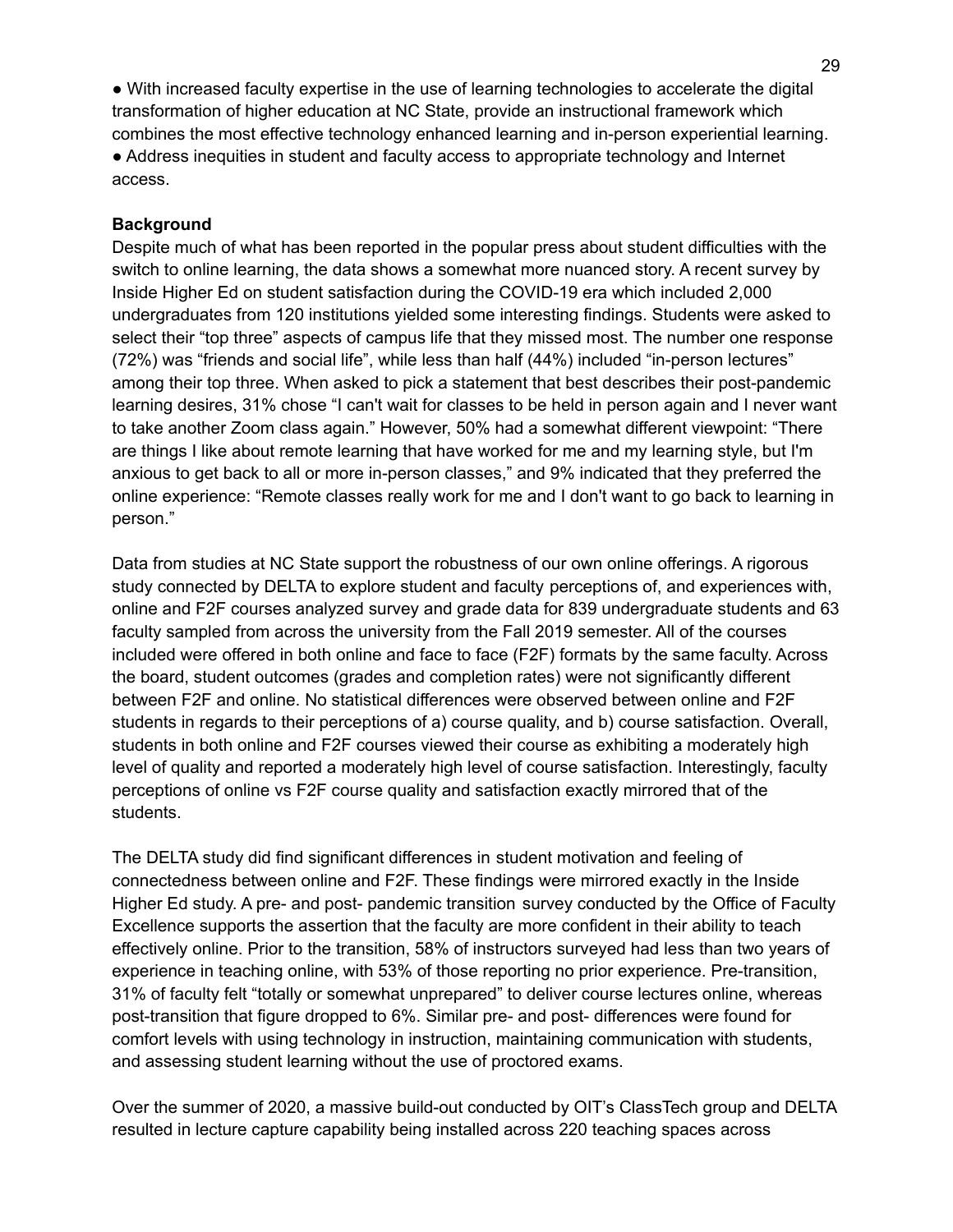- With increased faculty expertise in the use of learning technologies to accelerate the digital transformation of higher education at NC State, provide an instructional framework which combines the most effective technology enhanced learning and in-person experiential learning.
- Address inequities in student and faculty access to appropriate technology and Internet access.

**Background**

Despite much of what has been reported in the popular press about student difficulties with the switch to online learning, the data shows a somewhat more nuanced story. A recent survey by Inside Higher Ed on student satisfaction during the COVID-19 era which included 2,000 undergraduates from 120 institutions yielded some interesting findings. Students were asked to select their "top three" aspects of campus life that they missed most. The number one response (72%) was "friends and social life", while less than half (44%) included "in-person lectures" among their top three. When asked to pick a statement that best describes their post-pandemic learning desires, 31% chose "I can't wait for classes to be held in person again and I never want to take another Zoom class again." However, 50% had a somewhat different viewpoint: "There are things I like about remote learning that have worked for me and my learning style, but I'm anxious to get back to all or more in-person classes," and 9% indicated that they preferred the online experience: "Remote classes really work for me and I don't want to go back to learning in person."

Data from studies at NC State support the robustness of our own online offerings. A rigorous study connected by DELTA to explore student and faculty perceptions of, and experiences with, online and F2F courses analyzed survey and grade data for 839 undergraduate students and 63 faculty sampled from across the university from the Fall 2019 semester. All of the courses included were offered in both online and face to face (F2F) formats by the same faculty. Across the board, student outcomes (grades and completion rates) were not significantly different between F2F and online. No statistical differences were observed between online and F2F students in regards to their perceptions of a) course quality, and b) course satisfaction. Overall, students in both online and F2F courses viewed their course as exhibiting a moderately high level of quality and reported a moderately high level of course satisfaction. Interestingly, faculty perceptions of online vs F2F course quality and satisfaction exactly mirrored that of the students.

The DELTA study did find significant differences in student motivation and feeling of connectedness between online and F2F. These findings were mirrored exactly in the Inside Higher Ed study. A pre- and post- pandemic transition survey conducted by the Office of Faculty Excellence supports the assertion that the faculty are more confident in their ability to teach effectively online. Prior to the transition, 58% of instructors surveyed had less than two years of experience in teaching online, with 53% of those reporting no prior experience. Pre-transition, 31% of faculty felt "totally or somewhat unprepared" to deliver course lectures online, whereas post-transition that figure dropped to 6%. Similar pre- and post- differences were found for comfort levels with using technology in instruction, maintaining communication with students, and assessing student learning without the use of proctored exams.

Over the summer of 2020, a massive build-out conducted by OIT's ClassTech group and DELTA resulted in lecture capture capability being installed across 220 teaching spaces across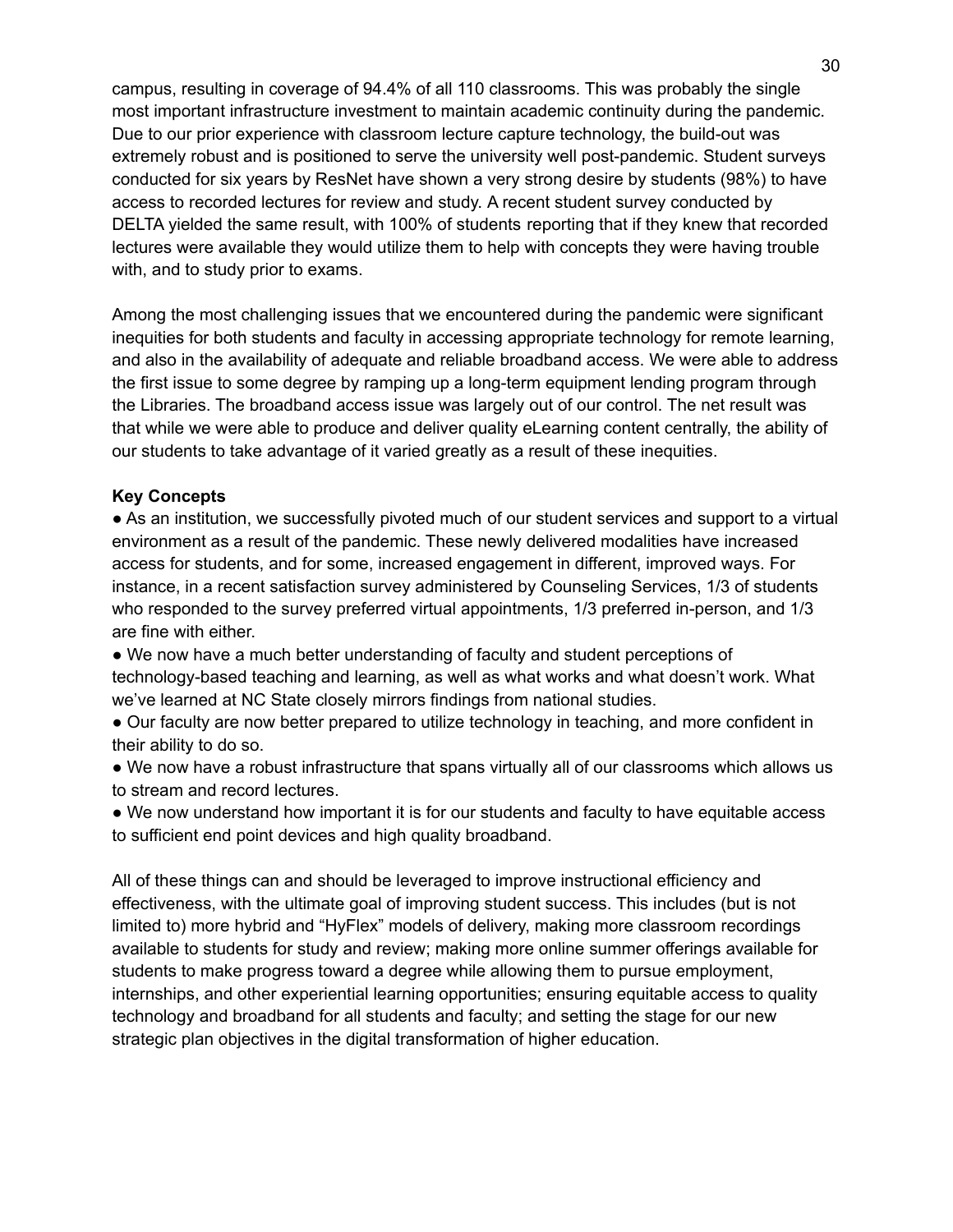campus, resulting in coverage of 94.4% of all 110 classrooms. This was probably the single most important infrastructure investment to maintain academic continuity during the pandemic. Due to our prior experience with classroom lecture capture technology, the build-out was extremely robust and is positioned to serve the university well post-pandemic. Student surveys conducted for six years by ResNet have shown a very strong desire by students (98%) to have access to recorded lectures for review and study. A recent student survey conducted by DELTA yielded the same result, with 100% of students reporting that if they knew that recorded lectures were available they would utilize them to help with concepts they were having trouble with, and to study prior to exams.

Among the most challenging issues that we encountered during the pandemic were significant inequities for both students and faculty in accessing appropriate technology for remote learning, and also in the availability of adequate and reliable broadband access. We were able to address the first issue to some degree by ramping up a long-term equipment lending program through the Libraries. The broadband access issue was largely out of our control. The net result was that while we were able to produce and deliver quality eLearning content centrally, the ability of our students to take advantage of it varied greatly as a result of these inequities.

**Key Concepts**

- As an institution, we successfully pivoted much of our student services and support to a virtual environment as a result of the pandemic. These newly delivered modalities have increased access for students, and for some, increased engagement in different, improved ways. For instance, in a recent satisfaction survey administered by Counseling Services, 1/3 of students who responded to the survey preferred virtual appointments, 1/3 preferred in-person, and 1/3 are fine with either.
- We now have a much better understanding of faculty and student perceptions of technology-based teaching and learning, as well as what works and what doesn't work. What we've learned at NC State closely mirrors findings from national studies.
- Our faculty are now better prepared to utilize technology in teaching, and more confident in their ability to do so.
- We now have a robust infrastructure that spans virtually all of our classrooms which allows us to stream and record lectures.
- We now understand how important it is for our students and faculty to have equitable access to sufficient end point devices and high quality broadband.

All of these things can and should be leveraged to improve instructional efficiency and effectiveness, with the ultimate goal of improving student success. This includes (but is not limited to) more hybrid and "HyFlex" models of delivery, making more classroom recordings available to students for study and review; making more online summer offerings available for students to make progress toward a degree while allowing them to pursue employment, internships, and other experiential learning opportunities; ensuring equitable access to quality technology and broadband for all students and faculty; and setting the stage for our new strategic plan objectives in the digital transformation of higher education.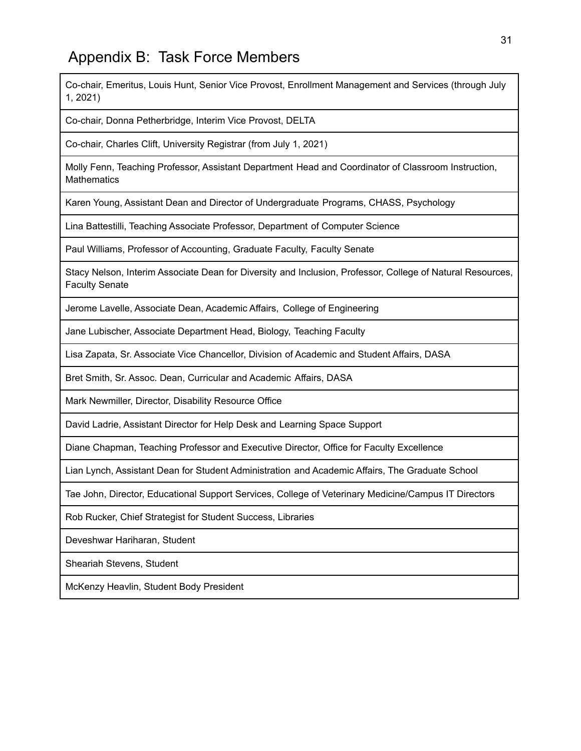# Appendix B: Task Force Members

| |
|---|
| Co-chair, Emeritus, Louis Hunt, Senior Vice Provost, Enrollment Management and Services (through July 1, 2021) |
| Co-chair, Donna Petherbridge, Interim Vice Provost, DELTA |
| Co-chair, Charles Clift, University Registrar (from July 1, 2021) |
| Molly Fenn, Teaching Professor, Assistant Department Head and Coordinator of Classroom Instruction, Mathematics |
| Karen Young, Assistant Dean and Director of Undergraduate Programs, CHASS, Psychology |
| Lina Battestilli, Teaching Associate Professor, Department of Computer Science |
| Paul Williams, Professor of Accounting, Graduate Faculty, Faculty Senate |
| Stacy Nelson, Interim Associate Dean for Diversity and Inclusion, Professor, College of Natural Resources, Faculty Senate |
| Jerome Lavelle, Associate Dean, Academic Affairs, College of Engineering |
| Jane Lubischer, Associate Department Head, Biology, Teaching Faculty |
| Lisa Zapata, Sr. Associate Vice Chancellor, Division of Academic and Student Affairs, DASA |
| Bret Smith, Sr. Assoc. Dean, Curricular and Academic Affairs, DASA |
| Mark Newmiller, Director, Disability Resource Office |
| David Ladrie, Assistant Director for Help Desk and Learning Space Support |
| Diane Chapman, Teaching Professor and Executive Director, Office for Faculty Excellence |
| Lian Lynch, Assistant Dean for Student Administration and Academic Affairs, The Graduate School |
| Tae John, Director, Educational Support Services, College of Veterinary Medicine/Campus IT Directors |
| Rob Rucker, Chief Strategist for Student Success, Libraries |
| Deveshwar Hariharan, Student |
| Sheariah Stevens, Student |
| McKenzy Heavlin, Student Body President |